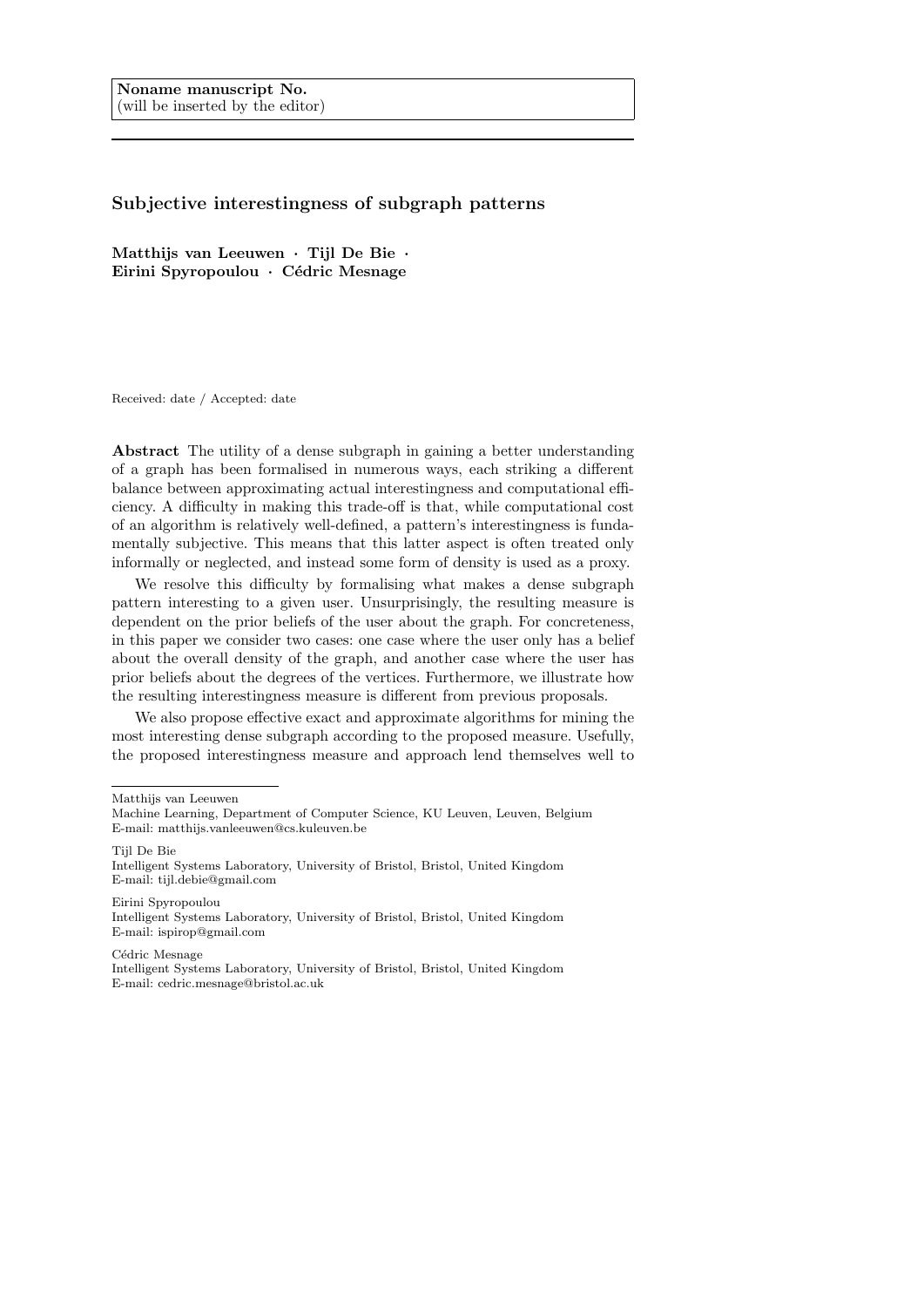**Noname manuscript No.**
(will be inserted by the editor)

# Subjective interestingness of subgraph patterns

**Matthijs van Leeuwen · Tijl De Bie · Eirini Spyropoulou · Cédric Mesnage**

Received: date / Accepted: date

**Abstract** The utility of a dense subgraph in gaining a better understanding of a graph has been formalised in numerous ways, each striking a different balance between approximating actual interestingness and computational efficiency. A difficulty in making this trade-off is that, while computational cost of an algorithm is relatively well-defined, a pattern's interestingness is fundamentally subjective. This means that this latter aspect is often treated only informally or neglected, and instead some form of density is used as a proxy.

We resolve this difficulty by formalising what makes a dense subgraph pattern interesting to a given user. Unsurprisingly, the resulting measure is dependent on the prior beliefs of the user about the graph. For concreteness, in this paper we consider two cases: one case where the user only has a belief about the overall density of the graph, and another case where the user has prior beliefs about the degrees of the vertices. Furthermore, we illustrate how the resulting interestingness measure is different from previous proposals.

We also propose effective exact and approximate algorithms for mining the most interesting dense subgraph according to the proposed measure. Usefully, the proposed interestingness measure and approach lend themselves well to

---

Matthijs van Leeuwen
Machine Learning, Department of Computer Science, KU Leuven, Leuven, Belgium
E-mail: matthijs.vanleeuwen@cs.kuleuven.be

Tijl De Bie
Intelligent Systems Laboratory, University of Bristol, Bristol, United Kingdom
E-mail: tijl.debie@gmail.com

Eirini Spyropoulou
Intelligent Systems Laboratory, University of Bristol, Bristol, United Kingdom
E-mail: ispirop@gmail.com

Cédric Mesnage
Intelligent Systems Laboratory, University of Bristol, Bristol, United Kingdom
E-mail: cedric.mesnage@bristol.ac.uk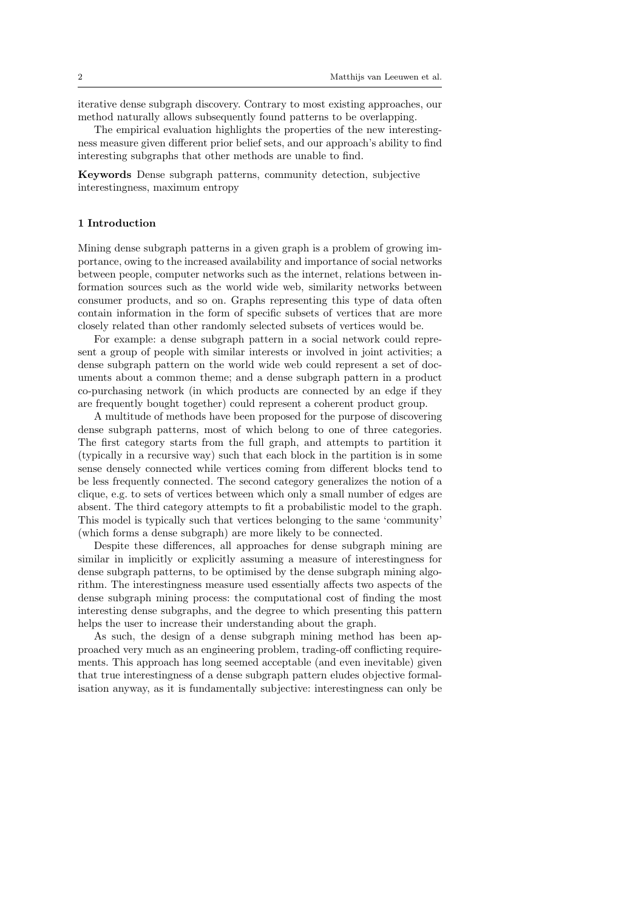iterative dense subgraph discovery. Contrary to most existing approaches, our method naturally allows subsequently found patterns to be overlapping.

The empirical evaluation highlights the properties of the new interestingness measure given different prior belief sets, and our approach's ability to find interesting subgraphs that other methods are unable to find.

**Keywords** Dense subgraph patterns, community detection, subjective interestingness, maximum entropy

## 1 Introduction

Mining dense subgraph patterns in a given graph is a problem of growing importance, owing to the increased availability and importance of social networks between people, computer networks such as the internet, relations between information sources such as the world wide web, similarity networks between consumer products, and so on. Graphs representing this type of data often contain information in the form of specific subsets of vertices that are more closely related than other randomly selected subsets of vertices would be.

For example: a dense subgraph pattern in a social network could represent a group of people with similar interests or involved in joint activities; a dense subgraph pattern on the world wide web could represent a set of documents about a common theme; and a dense subgraph pattern in a product co-purchasing network (in which products are connected by an edge if they are frequently bought together) could represent a coherent product group.

A multitude of methods have been proposed for the purpose of discovering dense subgraph patterns, most of which belong to one of three categories. The first category starts from the full graph, and attempts to partition it (typically in a recursive way) such that each block in the partition is in some sense densely connected while vertices coming from different blocks tend to be less frequently connected. The second category generalizes the notion of a clique, e.g. to sets of vertices between which only a small number of edges are absent. The third category attempts to fit a probabilistic model to the graph. This model is typically such that vertices belonging to the same 'community' (which forms a dense subgraph) are more likely to be connected.

Despite these differences, all approaches for dense subgraph mining are similar in implicitly or explicitly assuming a measure of interestingness for dense subgraph patterns, to be optimised by the dense subgraph mining algorithm. The interestingness measure used essentially affects two aspects of the dense subgraph mining process: the computational cost of finding the most interesting dense subgraphs, and the degree to which presenting this pattern helps the user to increase their understanding about the graph.

As such, the design of a dense subgraph mining method has been approached very much as an engineering problem, trading-off conflicting requirements. This approach has long seemed acceptable (and even inevitable) given that true interestingness of a dense subgraph pattern eludes objective formalisation anyway, as it is fundamentally subjective: interestingness can only be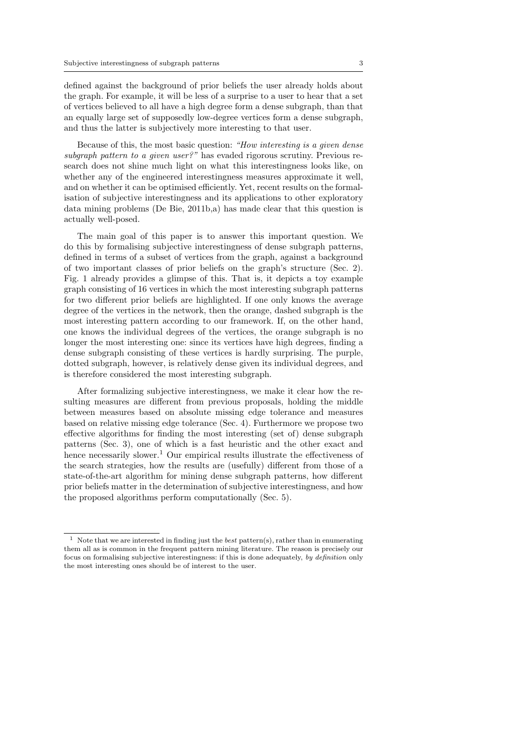defined against the background of prior beliefs the user already holds about the graph. For example, it will be less of a surprise to a user to hear that a set of vertices believed to all have a high degree form a dense subgraph, than that an equally large set of supposedly low-degree vertices form a dense subgraph, and thus the latter is subjectively more interesting to that user.

Because of this, the most basic question: *"How interesting is a given dense subgraph pattern to a given user?"* has evaded rigorous scrutiny. Previous research does not shine much light on what this interestingness looks like, on whether any of the engineered interestingness measures approximate it well, and on whether it can be optimised efficiently. Yet, recent results on the formalisation of subjective interestingness and its applications to other exploratory data mining problems (De Bie, 2011b,a) has made clear that this question is actually well-posed.

The main goal of this paper is to answer this important question. We do this by formalising subjective interestingness of dense subgraph patterns, defined in terms of a subset of vertices from the graph, against a background of two important classes of prior beliefs on the graph's structure (Sec. 2). Fig. 1 already provides a glimpse of this. That is, it depicts a toy example graph consisting of 16 vertices in which the most interesting subgraph patterns for two different prior beliefs are highlighted. If one only knows the average degree of the vertices in the network, then the orange, dashed subgraph is the most interesting pattern according to our framework. If, on the other hand, one knows the individual degrees of the vertices, the orange subgraph is no longer the most interesting one: since its vertices have high degrees, finding a dense subgraph consisting of these vertices is hardly surprising. The purple, dotted subgraph, however, is relatively dense given its individual degrees, and is therefore considered the most interesting subgraph.

After formalizing subjective interestingness, we make it clear how the resulting measures are different from previous proposals, holding the middle between measures based on absolute missing edge tolerance and measures based on relative missing edge tolerance (Sec. 4). Furthermore we propose two effective algorithms for finding the most interesting (set of) dense subgraph patterns (Sec. 3), one of which is a fast heuristic and the other exact and hence necessarily slower.[1] Our empirical results illustrate the effectiveness of the search strategies, how the results are (usefully) different from those of a state-of-the-art algorithm for mining dense subgraph patterns, how different prior beliefs matter in the determination of subjective interestingness, and how the proposed algorithms perform computationally (Sec. 5).

---

[1] Note that we are interested in finding just the *best* pattern(s), rather than in enumerating them all as is common in the frequent pattern mining literature. The reason is precisely our focus on formalising subjective interestingness: if this is done adequately, *by definition* only the most interesting ones should be of interest to the user.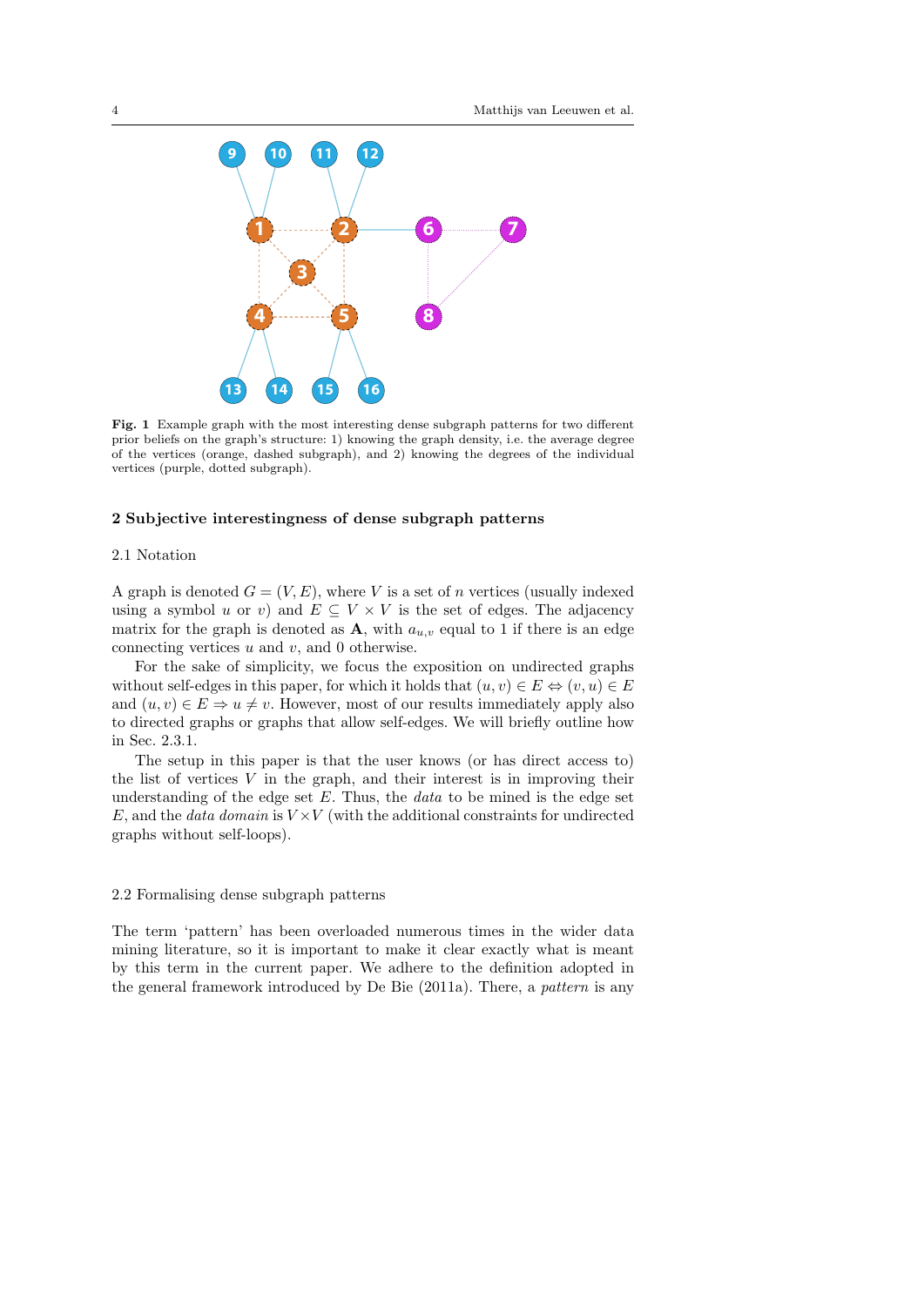**Fig. 1** Example graph with the most interesting dense subgraph patterns for two different prior beliefs on the graph's structure: 1) knowing the graph density, i.e. the average degree of the vertices (orange, dashed subgraph), and 2) knowing the degrees of the individual vertices (purple, dotted subgraph).

## 2 Subjective interestingness of dense subgraph patterns

### 2.1 Notation

A graph is denoted $G = (V, E)$, where $V$ is a set of $n$ vertices (usually indexed using a symbol $u$ or $v$) and $E \subseteq V \times V$ is the set of edges. The adjacency matrix for the graph is denoted as $\mathbf{A}$, with $a_{u,v}$ equal to 1 if there is an edge connecting vertices $u$ and $v$, and 0 otherwise.

For the sake of simplicity, we focus the exposition on undirected graphs without self-edges in this paper, for which it holds that $(u, v) \in E \Leftrightarrow (v, u) \in E$ and $(u, v) \in E \Rightarrow u \neq v$. However, most of our results immediately apply also to directed graphs or graphs that allow self-edges. We will briefly outline how in Sec. 2.3.1.

The setup in this paper is that the user knows (or has direct access to) the list of vertices $V$ in the graph, and their interest is in improving their understanding of the edge set $E$. Thus, the *data* to be mined is the edge set $E$, and the *data domain* is $V \times V$ (with the additional constraints for undirected graphs without self-loops).

### 2.2 Formalising dense subgraph patterns

The term 'pattern' has been overloaded numerous times in the wider data mining literature, so it is important to make it clear exactly what is meant by this term in the current paper. We adhere to the definition adopted in the general framework introduced by De Bie (2011a). There, a *pattern* is any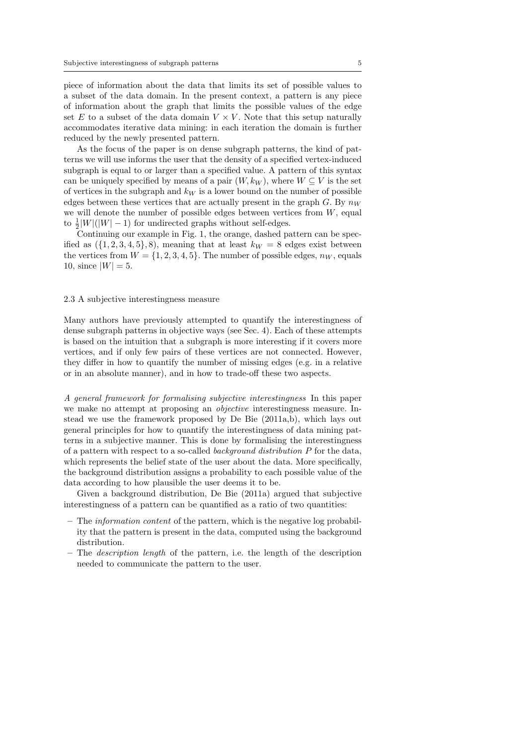piece of information about the data that limits its set of possible values to a subset of the data domain. In the present context, a pattern is any piece of information about the graph that limits the possible values of the edge set $E$ to a subset of the data domain $V \times V$. Note that this setup naturally accommodates iterative data mining: in each iteration the domain is further reduced by the newly presented pattern.

As the focus of the paper is on dense subgraph patterns, the kind of patterns we will use informs the user that the density of a specified vertex-induced subgraph is equal to or larger than a specified value. A pattern of this syntax can be uniquely specified by means of a pair $(W, k_W)$, where $W \subseteq V$ is the set of vertices in the subgraph and $k_W$ is a lower bound on the number of possible edges between these vertices that are actually present in the graph $G$. By $n_W$ we will denote the number of possible edges between vertices from $W$, equal to $\frac{1}{2}|W|(|W|-1)$ for undirected graphs without self-edges.

Continuing our example in Fig. 1, the orange, dashed pattern can be specified as $(\{1, 2, 3, 4, 5\}, 8)$, meaning that at least $k_W = 8$ edges exist between the vertices from $W = \{1, 2, 3, 4, 5\}$. The number of possible edges, $n_W$, equals 10, since $|W| = 5$.

### 2.3 A subjective interestingness measure

Many authors have previously attempted to quantify the interestingness of dense subgraph patterns in objective ways (see Sec. 4). Each of these attempts is based on the intuition that a subgraph is more interesting if it covers more vertices, and if only few pairs of these vertices are not connected. However, they differ in how to quantify the number of missing edges (e.g. in a relative or in an absolute manner), and in how to trade-off these two aspects.

*A general framework for formalising subjective interestingness* In this paper we make no attempt at proposing an *objective* interestingness measure. Instead we use the framework proposed by De Bie (2011a,b), which lays out general principles for how to quantify the interestingness of data mining patterns in a subjective manner. This is done by formalising the interestingness of a pattern with respect to a so-called *background distribution* $P$ for the data, which represents the belief state of the user about the data. More specifically, the background distribution assigns a probability to each possible value of the data according to how plausible the user deems it to be.

Given a background distribution, De Bie (2011a) argued that subjective interestingness of a pattern can be quantified as a ratio of two quantities:

- The *information content* of the pattern, which is the negative log probability that the pattern is present in the data, computed using the background distribution.
- The *description length* of the pattern, i.e. the length of the description needed to communicate the pattern to the user.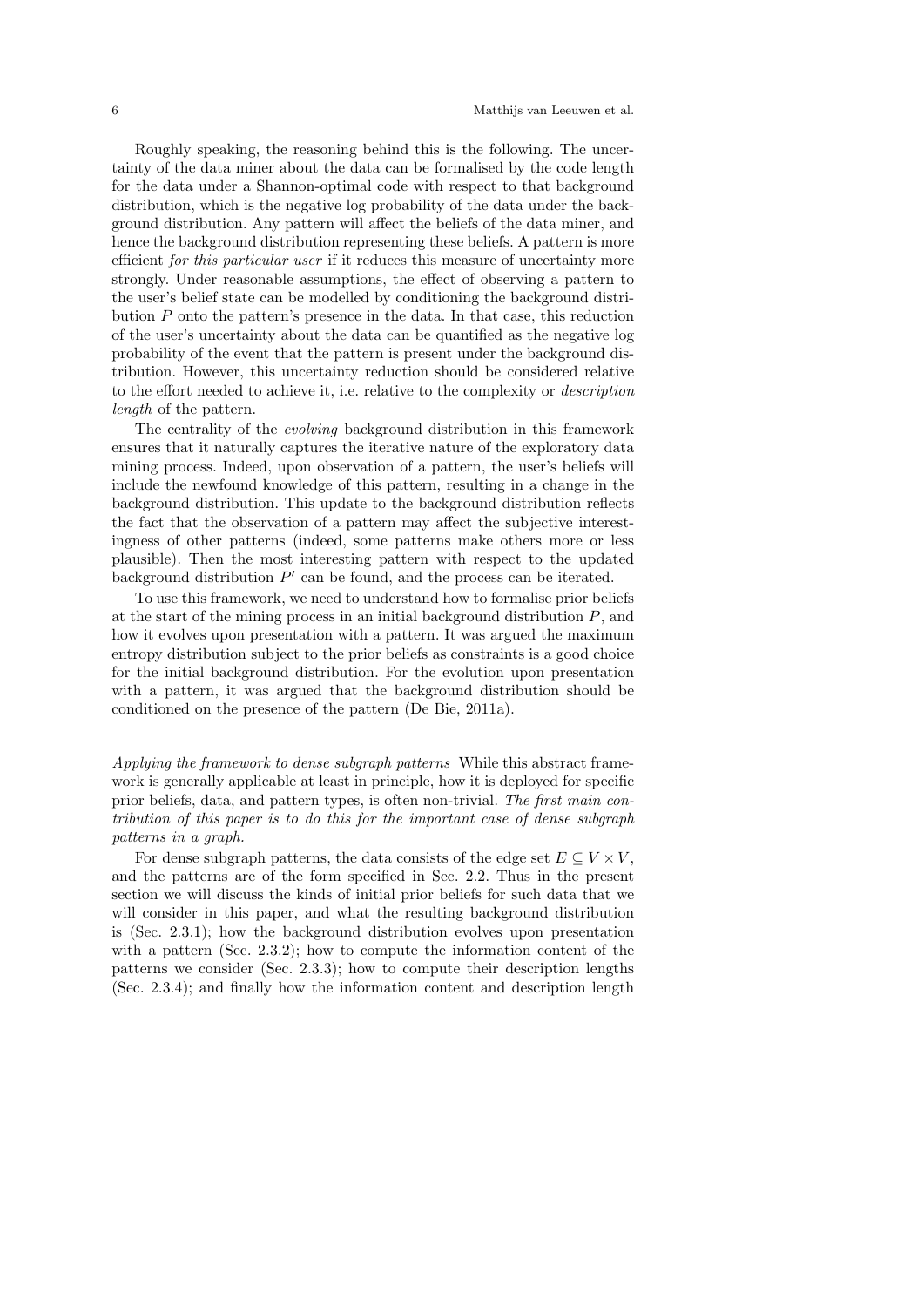Roughly speaking, the reasoning behind this is the following. The uncertainty of the data miner about the data can be formalised by the code length for the data under a Shannon-optimal code with respect to that background distribution, which is the negative log probability of the data under the background distribution. Any pattern will affect the beliefs of the data miner, and hence the background distribution representing these beliefs. A pattern is more efficient *for this particular user* if it reduces this measure of uncertainty more strongly. Under reasonable assumptions, the effect of observing a pattern to the user's belief state can be modelled by conditioning the background distribution $P$ onto the pattern's presence in the data. In that case, this reduction of the user's uncertainty about the data can be quantified as the negative log probability of the event that the pattern is present under the background distribution. However, this uncertainty reduction should be considered relative to the effort needed to achieve it, i.e. relative to the complexity or *description length* of the pattern.

The centrality of the *evolving* background distribution in this framework ensures that it naturally captures the iterative nature of the exploratory data mining process. Indeed, upon observation of a pattern, the user's beliefs will include the newfound knowledge of this pattern, resulting in a change in the background distribution. This update to the background distribution reflects the fact that the observation of a pattern may affect the subjective interestingness of other patterns (indeed, some patterns make others more or less plausible). Then the most interesting pattern with respect to the updated background distribution $P'$ can be found, and the process can be iterated.

To use this framework, we need to understand how to formalise prior beliefs at the start of the mining process in an initial background distribution $P$, and how it evolves upon presentation with a pattern. It was argued the maximum entropy distribution subject to the prior beliefs as constraints is a good choice for the initial background distribution. For the evolution upon presentation with a pattern, it was argued that the background distribution should be conditioned on the presence of the pattern (De Bie, 2011a).

*Applying the framework to dense subgraph patterns* While this abstract framework is generally applicable at least in principle, how it is deployed for specific prior beliefs, data, and pattern types, is often non-trivial. *The first main contribution of this paper is to do this for the important case of dense subgraph patterns in a graph.*

For dense subgraph patterns, the data consists of the edge set $E \subseteq V \times V$, and the patterns are of the form specified in Sec. 2.2. Thus in the present section we will discuss the kinds of initial prior beliefs for such data that we will consider in this paper, and what the resulting background distribution is (Sec. 2.3.1); how the background distribution evolves upon presentation with a pattern (Sec. 2.3.2); how to compute the information content of the patterns we consider (Sec. 2.3.3); how to compute their description lengths (Sec. 2.3.4); and finally how the information content and description length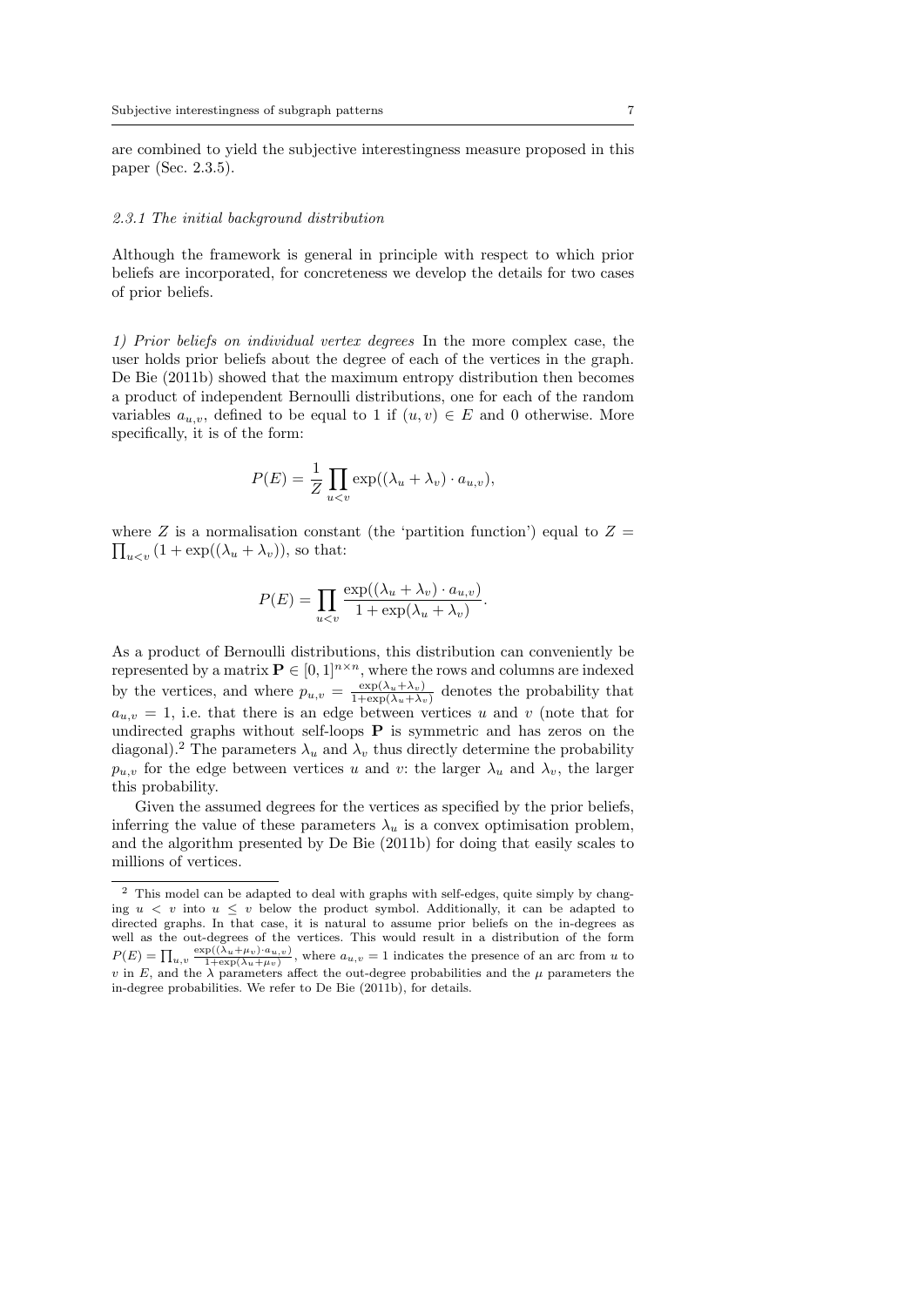are combined to yield the subjective interestingness measure proposed in this paper (Sec. 2.3.5).

#### *2.3.1 The initial background distribution*

Although the framework is general in principle with respect to which prior beliefs are incorporated, for concreteness we develop the details for two cases of prior beliefs.

*1) Prior beliefs on individual vertex degrees* In the more complex case, the user holds prior beliefs about the degree of each of the vertices in the graph. De Bie (2011b) showed that the maximum entropy distribution then becomes a product of independent Bernoulli distributions, one for each of the random variables $a_{u,v}$, defined to be equal to 1 if $(u, v) \in E$ and 0 otherwise. More specifically, it is of the form:

$$P(E) = \frac{1}{Z} \prod_{u<v} \exp((\lambda_u + \lambda_v) \cdot a_{u,v}),$$

where $Z$ is a normalisation constant (the 'partition function') equal to $Z = \prod_{u<v} (1 + \exp((\lambda_u + \lambda_v))$, so that:

$$P(E) = \prod_{u<v} \frac{\exp((\lambda_u + \lambda_v) \cdot a_{u,v})}{1 + \exp(\lambda_u + \lambda_v)}.$$

As a product of Bernoulli distributions, this distribution can conveniently be represented by a matrix $\mathbf{P} \in [0, 1]^{n \times n}$, where the rows and columns are indexed by the vertices, and where $p_{u,v} = \frac{\exp(\lambda_u + \lambda_v)}{1+\exp(\lambda_u + \lambda_v)}$ denotes the probability that $a_{u,v} = 1$, i.e. that there is an edge between vertices $u$ and $v$ (note that for undirected graphs without self-loops $\mathbf{P}$ is symmetric and has zeros on the diagonal).[2] The parameters $\lambda_u$ and $\lambda_v$ thus directly determine the probability $p_{u,v}$ for the edge between vertices $u$ and $v$: the larger $\lambda_u$ and $\lambda_v$, the larger this probability.

Given the assumed degrees for the vertices as specified by the prior beliefs, inferring the value of these parameters $\lambda_u$ is a convex optimisation problem, and the algorithm presented by De Bie (2011b) for doing that easily scales to millions of vertices.

---

[2] This model can be adapted to deal with graphs with self-edges, quite simply by changing $u < v$ into $u \leq v$ below the product symbol. Additionally, it can be adapted to directed graphs. In that case, it is natural to assume prior beliefs on the in-degrees as well as the out-degrees of the vertices. This would result in a distribution of the form $P(E) = \prod_{u,v} \frac{\exp((\lambda_u + \mu_v) \cdot a_{u,v})}{1+\exp(\lambda_u + \mu_v)}$, where $a_{u,v} = 1$ indicates the presence of an arc from $u$ to $v$ in $E$, and the $\lambda$ parameters affect the out-degree probabilities and the $\mu$ parameters the in-degree probabilities. We refer to De Bie (2011b), for details.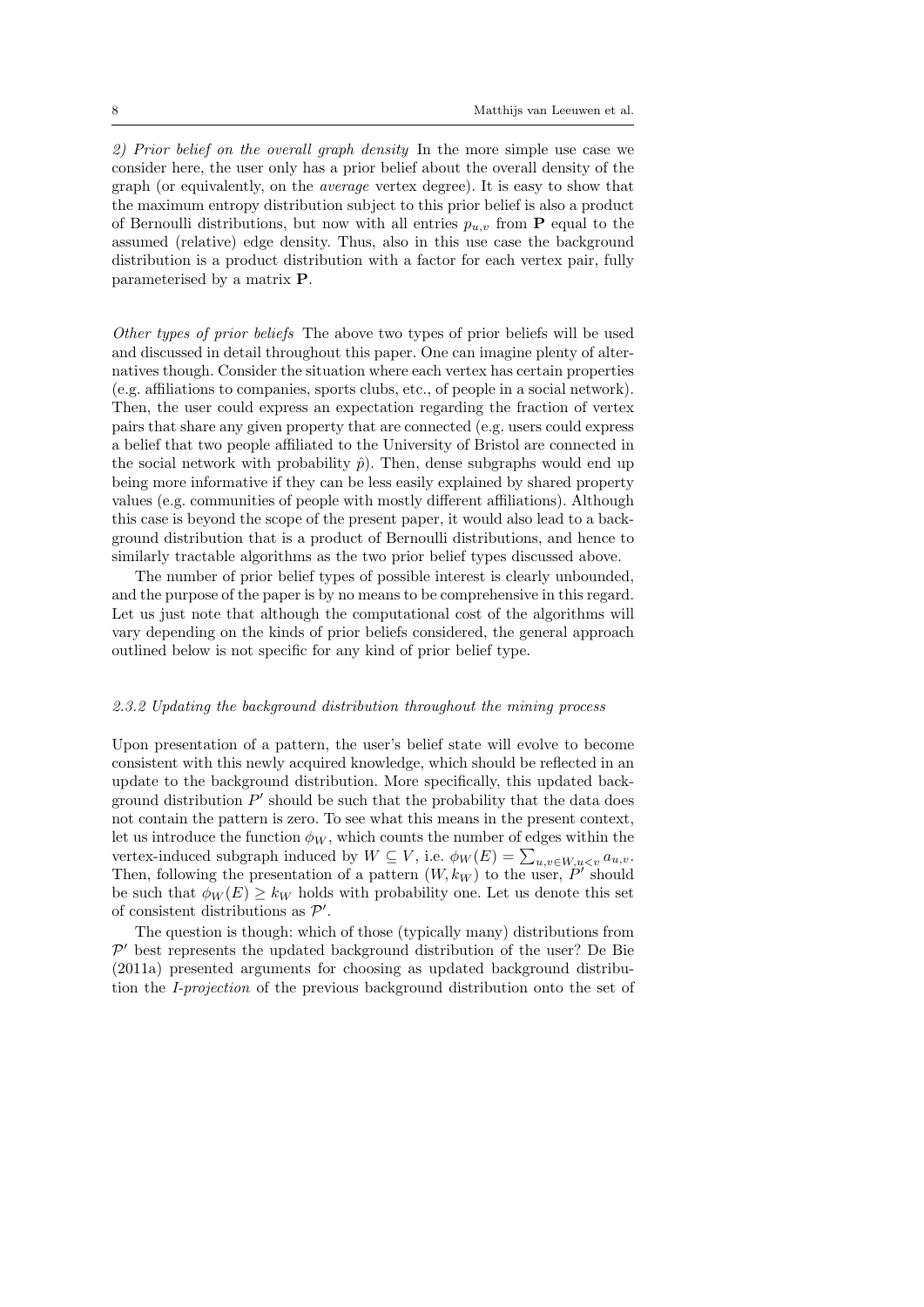*2) Prior belief on the overall graph density* In the more simple use case we consider here, the user only has a prior belief about the overall density of the graph (or equivalently, on the *average* vertex degree). It is easy to show that the maximum entropy distribution subject to this prior belief is also a product of Bernoulli distributions, but now with all entries $p_{u,v}$ from $\mathbf{P}$ equal to the assumed (relative) edge density. Thus, also in this use case the background distribution is a product distribution with a factor for each vertex pair, fully parameterised by a matrix $\mathbf{P}$.

*Other types of prior beliefs* The above two types of prior beliefs will be used and discussed in detail throughout this paper. One can imagine plenty of alternatives though. Consider the situation where each vertex has certain properties (e.g. affiliations to companies, sports clubs, etc., of people in a social network). Then, the user could express an expectation regarding the fraction of vertex pairs that share any given property that are connected (e.g. users could express a belief that two people affiliated to the University of Bristol are connected in the social network with probability $\hat{p}$). Then, dense subgraphs would end up being more informative if they can be less easily explained by shared property values (e.g. communities of people with mostly different affiliations). Although this case is beyond the scope of the present paper, it would also lead to a background distribution that is a product of Bernoulli distributions, and hence to similarly tractable algorithms as the two prior belief types discussed above.

The number of prior belief types of possible interest is clearly unbounded, and the purpose of the paper is by no means to be comprehensive in this regard. Let us just note that although the computational cost of the algorithms will vary depending on the kinds of prior beliefs considered, the general approach outlined below is not specific for any kind of prior belief type.

#### *2.3.2 Updating the background distribution throughout the mining process*

Upon presentation of a pattern, the user's belief state will evolve to become consistent with this newly acquired knowledge, which should be reflected in an update to the background distribution. More specifically, this updated background distribution $P'$ should be such that the probability that the data does not contain the pattern is zero. To see what this means in the present context, let us introduce the function $\phi_W$, which counts the number of edges within the vertex-induced subgraph induced by $W \subseteq V$, i.e. $\phi_W(E) = \sum_{u,v \in W, u<v} a_{u,v}$. Then, following the presentation of a pattern $(W, k_W)$ to the user, $P'$ should be such that $\phi_W(E) \geq k_W$ holds with probability one. Let us denote this set of consistent distributions as $\mathcal{P}'$.

The question is though: which of those (typically many) distributions from $\mathcal{P}'$ best represents the updated background distribution of the user? De Bie (2011a) presented arguments for choosing as updated background distribution the *I-projection* of the previous background distribution onto the set of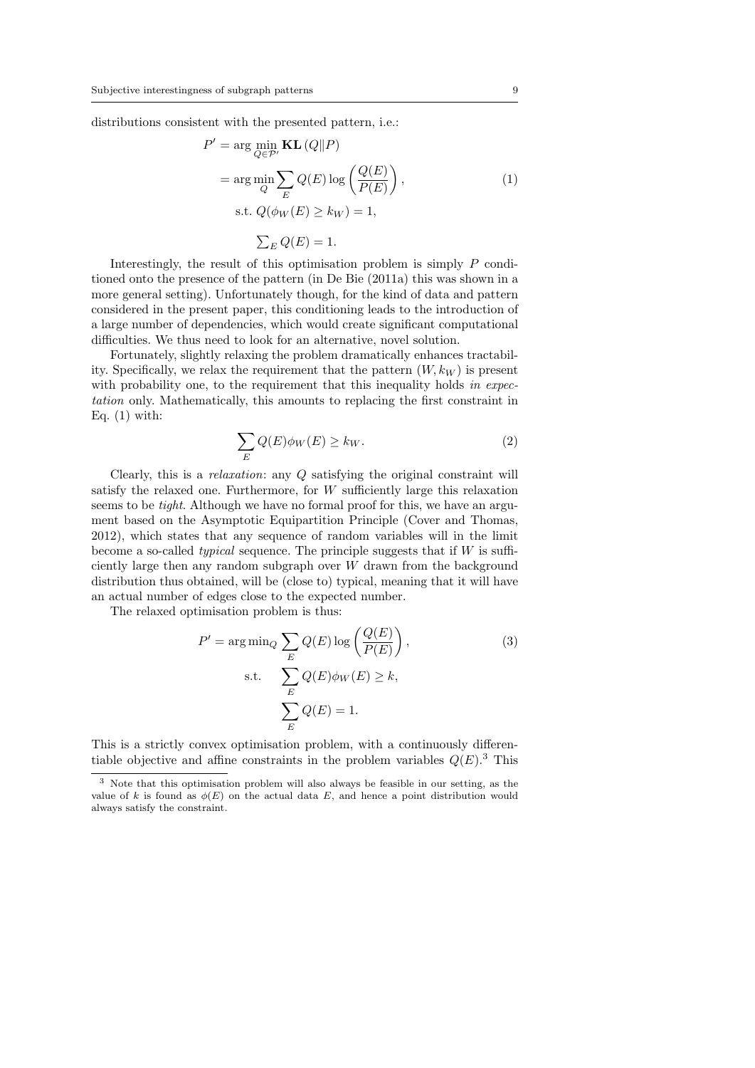distributions consistent with the presented pattern, i.e.:

$$
\begin{aligned}
P' &= \arg\min_{Q \in \mathcal{P}'} \mathbf{KL}(Q \| P) \\
&= \arg\min_{Q} \sum_{E} Q(E) \log\left(\frac{Q(E)}{P(E)}\right), \qquad (1) \\
&\quad \text{s.t. } Q(\phi_W(E) \geq k_W) = 1, \\
&\quad \textstyle\sum_E Q(E) = 1.
\end{aligned}
$$

Interestingly, the result of this optimisation problem is simply $P$ conditioned onto the presence of the pattern (in De Bie (2011a) this was shown in a more general setting). Unfortunately though, for the kind of data and pattern considered in the present paper, this conditioning leads to the introduction of a large number of dependencies, which would create significant computational difficulties. We thus need to look for an alternative, novel solution.

Fortunately, slightly relaxing the problem dramatically enhances tractability. Specifically, we relax the requirement that the pattern $(W, k_W)$ is present with probability one, to the requirement that this inequality holds *in expectation* only. Mathematically, this amounts to replacing the first constraint in Eq. (1) with:

$$
\sum_{E} Q(E)\phi_W(E) \geq k_W. \qquad (2)
$$

Clearly, this is a *relaxation*: any $Q$ satisfying the original constraint will satisfy the relaxed one. Furthermore, for $W$ sufficiently large this relaxation seems to be *tight*. Although we have no formal proof for this, we have an argument based on the Asymptotic Equipartition Principle (Cover and Thomas, 2012), which states that any sequence of random variables will in the limit become a so-called *typical* sequence. The principle suggests that if $W$ is sufficiently large then any random subgraph over $W$ drawn from the background distribution thus obtained, will be (close to) typical, meaning that it will have an actual number of edges close to the expected number.

The relaxed optimisation problem is thus:

$$
\begin{aligned}
P' = \arg\min_Q & \sum_{E} Q(E) \log\left(\frac{Q(E)}{P(E)}\right), \qquad (3) \\
\text{s.t.} \quad & \sum_{E} Q(E)\phi_W(E) \geq k, \\
& \sum_{E} Q(E) = 1.
\end{aligned}
$$

This is a strictly convex optimisation problem, with a continuously differentiable objective and affine constraints in the problem variables $Q(E)$.[3] This

[3] Note that this optimisation problem will also always be feasible in our setting, as the value of $k$ is found as $\phi(E)$ on the actual data $E$, and hence a point distribution would always satisfy the constraint.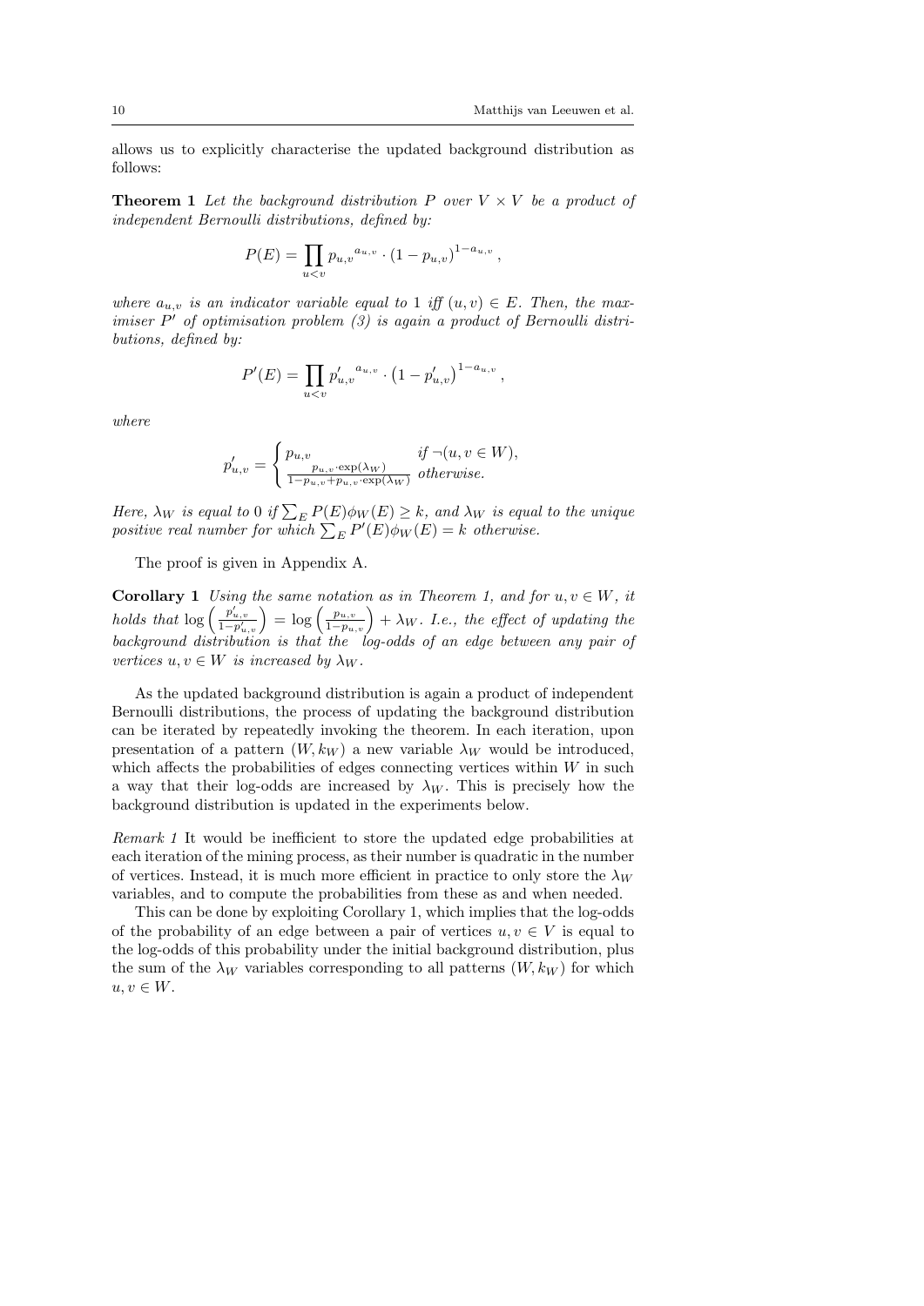allows us to explicitly characterise the updated background distribution as follows:

**Theorem 1** *Let the background distribution $P$ over $V \times V$ be a product of independent Bernoulli distributions, defined by:*

$$P(E) = \prod_{u<v} {p_{u,v}}^{a_{u,v}} \cdot (1 - p_{u,v})^{1-a_{u,v}},$$

*where $a_{u,v}$ is an indicator variable equal to 1 iff $(u,v) \in E$. Then, the maximiser $P'$ of optimisation problem (3) is again a product of Bernoulli distributions, defined by:*

$$P'(E) = \prod_{u<v} {p'_{u,v}}^{a_{u,v}} \cdot \left(1 - p'_{u,v}\right)^{1-a_{u,v}},$$

*where*

$$p'_{u,v} = \begin{cases} p_{u,v} & \text{if } \neg(u, v \in W), \\ \frac{p_{u,v} \cdot \exp(\lambda_W)}{1 - p_{u,v} + p_{u,v} \cdot \exp(\lambda_W)} & \text{otherwise.} \end{cases}$$

*Here, $\lambda_W$ is equal to 0 if $\sum_E P(E)\phi_W(E) \geq k$, and $\lambda_W$ is equal to the unique positive real number for which $\sum_E P'(E)\phi_W(E) = k$ otherwise.*

The proof is given in Appendix A.

**Corollary 1** *Using the same notation as in Theorem 1, and for $u, v \in W$, it holds that $\log\left(\frac{p'_{u,v}}{1-p'_{u,v}}\right) = \log\left(\frac{p_{u,v}}{1-p_{u,v}}\right) + \lambda_W$. I.e., the effect of updating the background distribution is that the log-odds of an edge between any pair of vertices $u, v \in W$ is increased by $\lambda_W$.*

As the updated background distribution is again a product of independent Bernoulli distributions, the process of updating the background distribution can be iterated by repeatedly invoking the theorem. In each iteration, upon presentation of a pattern $(W, k_W)$ a new variable $\lambda_W$ would be introduced, which affects the probabilities of edges connecting vertices within $W$ in such a way that their log-odds are increased by $\lambda_W$. This is precisely how the background distribution is updated in the experiments below.

*Remark 1* It would be inefficient to store the updated edge probabilities at each iteration of the mining process, as their number is quadratic in the number of vertices. Instead, it is much more efficient in practice to only store the $\lambda_W$ variables, and to compute the probabilities from these as and when needed.

This can be done by exploiting Corollary 1, which implies that the log-odds of the probability of an edge between a pair of vertices $u, v \in V$ is equal to the log-odds of this probability under the initial background distribution, plus the sum of the $\lambda_W$ variables corresponding to all patterns $(W, k_W)$ for which $u, v \in W$.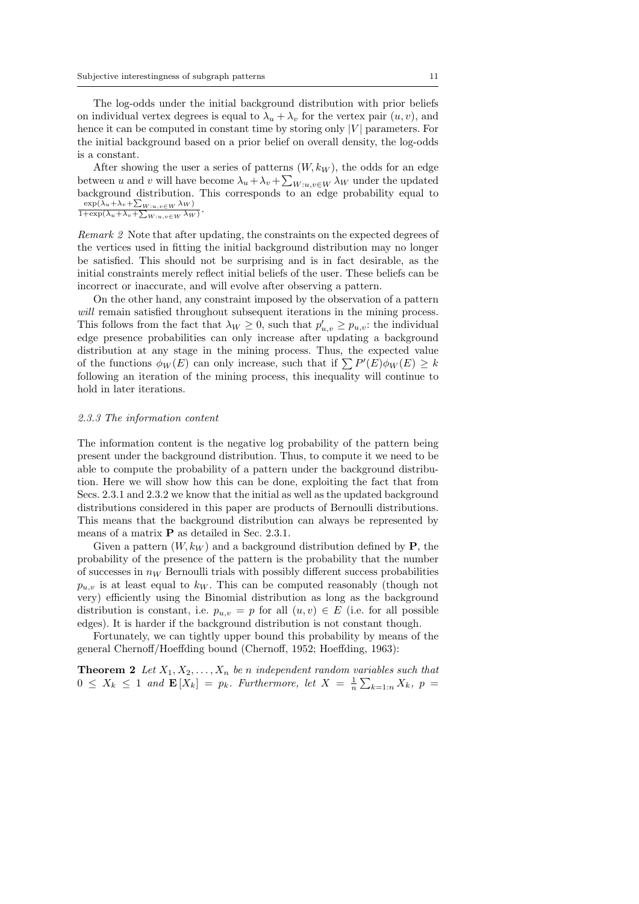The log-odds under the initial background distribution with prior beliefs on individual vertex degrees is equal to $\lambda_u + \lambda_v$ for the vertex pair $(u, v)$, and hence it can be computed in constant time by storing only $|V|$ parameters. For the initial background based on a prior belief on overall density, the log-odds is a constant.

After showing the user a series of patterns $(W, k_W)$, the odds for an edge between $u$ and $v$ will have become $\lambda_u + \lambda_v + \sum_{W:u,v \in W} \lambda_W$ under the updated background distribution. This corresponds to an edge probability equal to $\frac{\exp(\lambda_u+\lambda_v+\sum_{W:u,v\in W}\lambda_W)}{1+\exp(\lambda_u+\lambda_v+\sum_{W:u,v\in W}\lambda_W)}$.

*Remark 2* Note that after updating, the constraints on the expected degrees of the vertices used in fitting the initial background distribution may no longer be satisfied. This should not be surprising and is in fact desirable, as the initial constraints merely reflect initial beliefs of the user. These beliefs can be incorrect or inaccurate, and will evolve after observing a pattern.

On the other hand, any constraint imposed by the observation of a pattern *will* remain satisfied throughout subsequent iterations in the mining process. This follows from the fact that $\lambda_W \geq 0$, such that $p'_{u,v} \geq p_{u,v}$: the individual edge presence probabilities can only increase after updating a background distribution at any stage in the mining process. Thus, the expected value of the functions $\phi_W(E)$ can only increase, such that if $\sum P'(E)\phi_W(E) \geq k$ following an iteration of the mining process, this inequality will continue to hold in later iterations.

### 2.3.3 The information content

The information content is the negative log probability of the pattern being present under the background distribution. Thus, to compute it we need to be able to compute the probability of a pattern under the background distribution. Here we will show how this can be done, exploiting the fact that from Secs. 2.3.1 and 2.3.2 we know that the initial as well as the updated background distributions considered in this paper are products of Bernoulli distributions. This means that the background distribution can always be represented by means of a matrix $\mathbf{P}$ as detailed in Sec. 2.3.1.

Given a pattern $(W, k_W)$ and a background distribution defined by $\mathbf{P}$, the probability of the presence of the pattern is the probability that the number of successes in $n_W$ Bernoulli trials with possibly different success probabilities $p_{u,v}$ is at least equal to $k_W$. This can be computed reasonably (though not very) efficiently using the Binomial distribution as long as the background distribution is constant, i.e. $p_{u,v} = p$ for all $(u, v) \in E$ (i.e. for all possible edges). It is harder if the background distribution is not constant though.

Fortunately, we can tightly upper bound this probability by means of the general Chernoff/Hoeffding bound (Chernoff, 1952; Hoeffding, 1963):

**Theorem 2** *Let $X_1, X_2, \ldots, X_n$ be $n$ independent random variables such that $0 \leq X_k \leq 1$ and $\mathbf{E}[X_k] = p_k$. Furthermore, let $X = \frac{1}{n}\sum_{k=1:n} X_k$, $p =$*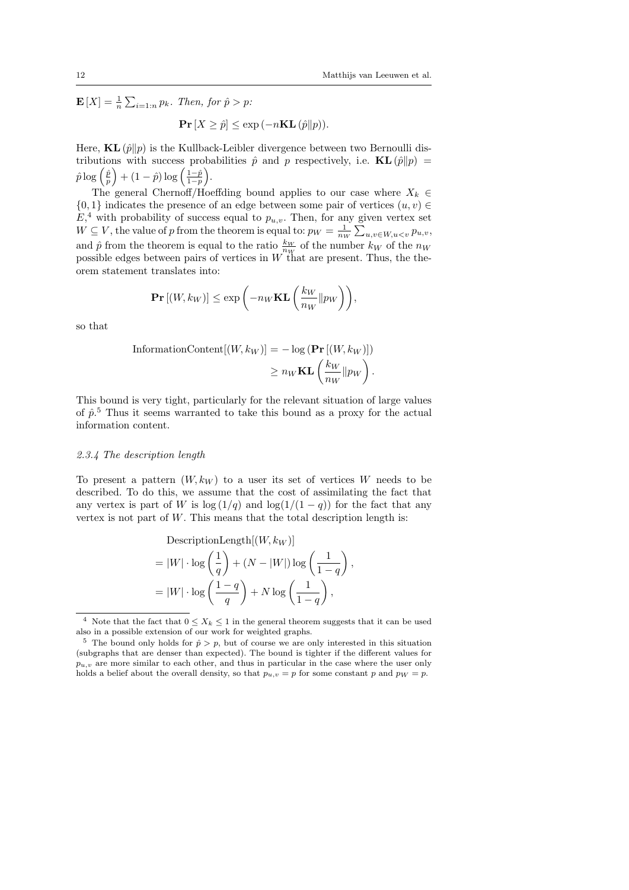$\mathbf{E}[X] = \frac{1}{n}\sum_{i=1:n} p_k$. *Then, for* $\hat{p} > p$*:*

$$\mathbf{Pr}[X \geq \hat{p}] \leq \exp\left(-n\mathbf{KL}\left(\hat{p}\|p\right)\right).$$

Here, $\mathbf{KL}(\hat{p}\|p)$ is the Kullback-Leibler divergence between two Bernoulli distributions with success probabilities $\hat{p}$ and $p$ respectively, i.e. $\mathbf{KL}(\hat{p}\|p) = \hat{p}\log\left(\frac{\hat{p}}{p}\right) + (1-\hat{p})\log\left(\frac{1-\hat{p}}{1-p}\right)$.

The general Chernoff/Hoeffding bound applies to our case where $X_k \in \{0,1\}$ indicates the presence of an edge between some pair of vertices $(u,v) \in E$,[4] with probability of success equal to $p_{u,v}$. Then, for any given vertex set $W \subseteq V$, the value of $p$ from the theorem is equal to: $p_W = \frac{1}{n_W}\sum_{u,v \in W, u<v} p_{u,v}$, and $\hat{p}$ from the theorem is equal to the ratio $\frac{k_W}{n_W}$ of the number $k_W$ of the $n_W$ possible edges between pairs of vertices in $W$ that are present. Thus, the theorem statement translates into:

$$\mathbf{Pr}[(W,k_W)] \leq \exp\left(-n_W \mathbf{KL}\left(\frac{k_W}{n_W}\|p_W\right)\right),$$

so that

$$\begin{aligned}\text{InformationContent}[(W,k_W)] &= -\log\left(\mathbf{Pr}[(W,k_W)]\right)\\ &\geq n_W \mathbf{KL}\left(\frac{k_W}{n_W}\|p_W\right).\end{aligned}$$

This bound is very tight, particularly for the relevant situation of large values of $\hat{p}$.[5] Thus it seems warranted to take this bound as a proxy for the actual information content.

#### 2.3.4 The description length

To present a pattern $(W, k_W)$ to a user its set of vertices $W$ needs to be described. To do this, we assume that the cost of assimilating the fact that any vertex is part of $W$ is $\log(1/q)$ and $\log(1/(1-q))$ for the fact that any vertex is not part of $W$. This means that the total description length is:

$$\begin{aligned}&\text{DescriptionLength}[(W,k_W)]\\ &= |W|\cdot\log\left(\frac{1}{q}\right) + (N-|W|)\log\left(\frac{1}{1-q}\right),\\ &= |W|\cdot\log\left(\frac{1-q}{q}\right) + N\log\left(\frac{1}{1-q}\right),\end{aligned}$$

---

[4] Note that the fact that $0 \leq X_k \leq 1$ in the general theorem suggests that it can be used also in a possible extension of our work for weighted graphs.

[5] The bound only holds for $\hat{p} > p$, but of course we are only interested in this situation (subgraphs that are denser than expected). The bound is tighter if the different values for $p_{u,v}$ are more similar to each other, and thus in particular in the case where the user only holds a belief about the overall density, so that $p_{u,v} = p$ for some constant $p$ and $p_W = p$.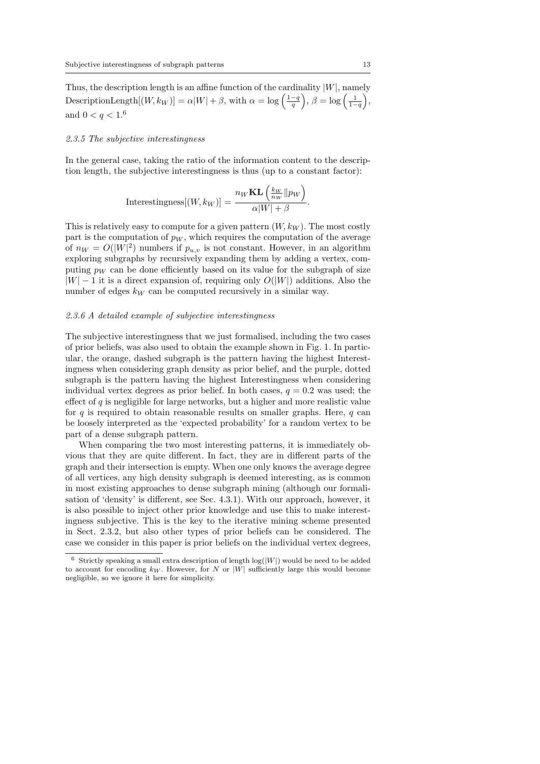Thus, the description length is an affine function of the cardinality $|W|$, namely $\text{DescriptionLength}[(W, k_W)] = \alpha|W| + \beta$, with $\alpha = \log\left(\frac{1-q}{q}\right)$, $\beta = \log\left(\frac{1}{1-q}\right)$, and $0 < q < 1$.[6]

#### 2.3.5 The subjective interestingness

In the general case, taking the ratio of the information content to the description length, the subjective interestingness is thus (up to a constant factor):

$$\text{Interestingness}[(W, k_W)] = \frac{n_W \mathbf{KL}\left(\frac{k_W}{n_W} \| p_W\right)}{\alpha|W| + \beta}.$$

This is relatively easy to compute for a given pattern $(W, k_W)$. The most costly part is the computation of $p_W$, which requires the computation of the average of $n_W = O(|W|^2)$ numbers if $p_{u,v}$ is not constant. However, in an algorithm exploring subgraphs by recursively expanding them by adding a vertex, computing $p_W$ can be done efficiently based on its value for the subgraph of size $|W| - 1$ it is a direct expansion of, requiring only $O(|W|)$ additions. Also the number of edges $k_W$ can be computed recursively in a similar way.

#### 2.3.6 A detailed example of subjective interestingness

The subjective interestingness that we just formalised, including the two cases of prior beliefs, was also used to obtain the example shown in Fig. 1. In particular, the orange, dashed subgraph is the pattern having the highest Interestingness when considering graph density as prior belief, and the purple, dotted subgraph is the pattern having the highest Interestingness when considering individual vertex degrees as prior belief. In both cases, $q = 0.2$ was used; the effect of $q$ is negligible for large networks, but a higher and more realistic value for $q$ is required to obtain reasonable results on smaller graphs. Here, $q$ can be loosely interpreted as the 'expected probability' for a random vertex to be part of a dense subgraph pattern.

When comparing the two most interesting patterns, it is immediately obvious that they are quite different. In fact, they are in different parts of the graph and their intersection is empty. When one only knows the average degree of all vertices, any high density subgraph is deemed interesting, as is common in most existing approaches to dense subgraph mining (although our formalisation of 'density' is different, see Sec. 4.3.1). With our approach, however, it is also possible to inject other prior knowledge and use this to make interestingness subjective. This is the key to the iterative mining scheme presented in Sect. 2.3.2, but also other types of prior beliefs can be considered. The case we consider in this paper is prior beliefs on the individual vertex degrees,

---

[6] Strictly speaking a small extra description of length $\log(|W|)$ would be need to be added to account for encoding $k_W$. However, for $N$ or $|W|$ sufficiently large this would become negligible, so we ignore it here for simplicity.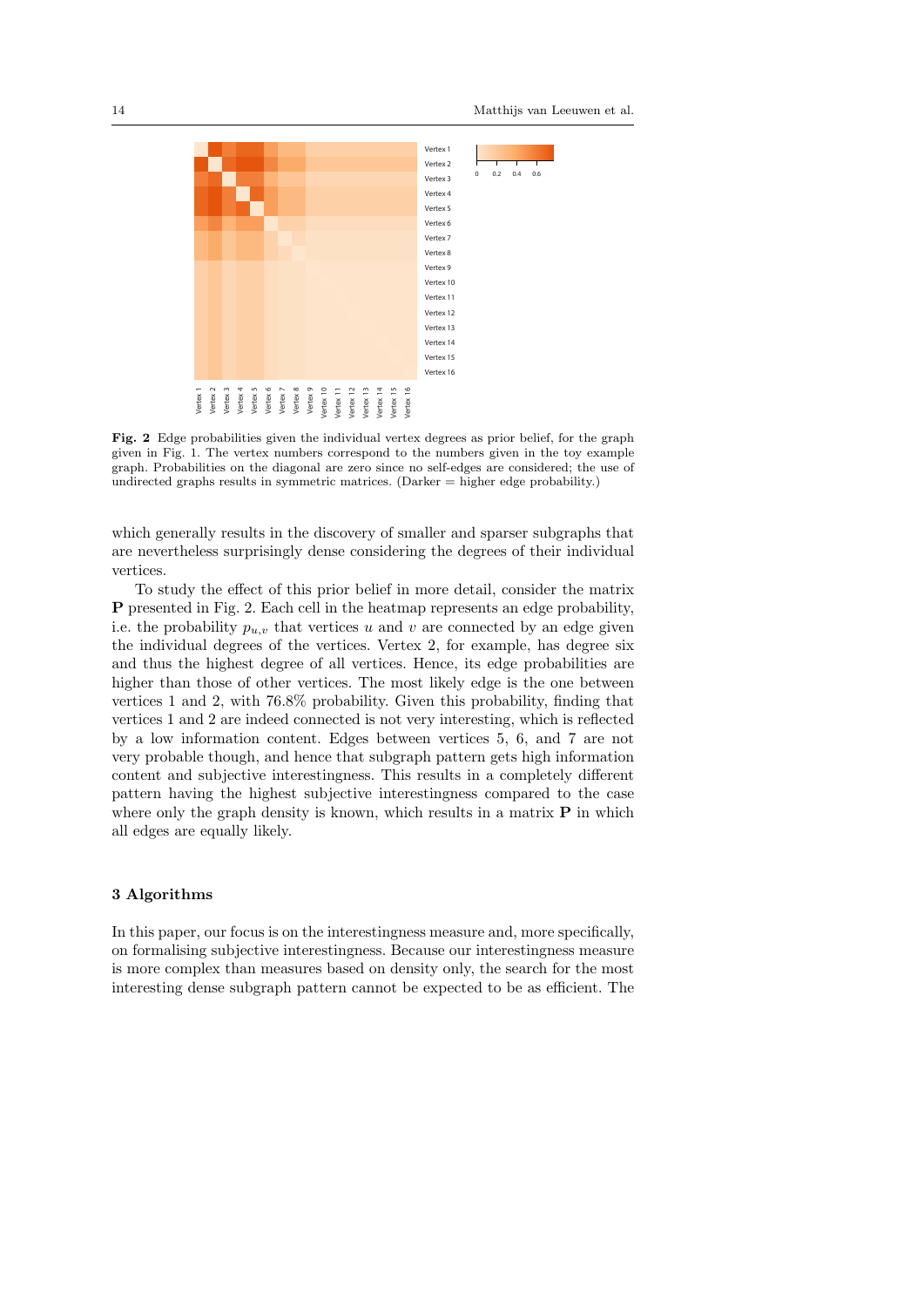**Fig. 2** Edge probabilities given the individual vertex degrees as prior belief, for the graph given in Fig. 1. The vertex numbers correspond to the numbers given in the toy example graph. Probabilities on the diagonal are zero since no self-edges are considered; the use of undirected graphs results in symmetric matrices. (Darker = higher edge probability.)

which generally results in the discovery of smaller and sparser subgraphs that are nevertheless surprisingly dense considering the degrees of their individual vertices.

To study the effect of this prior belief in more detail, consider the matrix $\mathbf{P}$ presented in Fig. 2. Each cell in the heatmap represents an edge probability, i.e. the probability $p_{u,v}$ that vertices $u$ and $v$ are connected by an edge given the individual degrees of the vertices. Vertex 2, for example, has degree six and thus the highest degree of all vertices. Hence, its edge probabilities are higher than those of other vertices. The most likely edge is the one between vertices 1 and 2, with 76.8% probability. Given this probability, finding that vertices 1 and 2 are indeed connected is not very interesting, which is reflected by a low information content. Edges between vertices 5, 6, and 7 are not very probable though, and hence that subgraph pattern gets high information content and subjective interestingness. This results in a completely different pattern having the highest subjective interestingness compared to the case where only the graph density is known, which results in a matrix $\mathbf{P}$ in which all edges are equally likely.

## 3 Algorithms

In this paper, our focus is on the interestingness measure and, more specifically, on formalising subjective interestingness. Because our interestingness measure is more complex than measures based on density only, the search for the most interesting dense subgraph pattern cannot be expected to be as efficient. The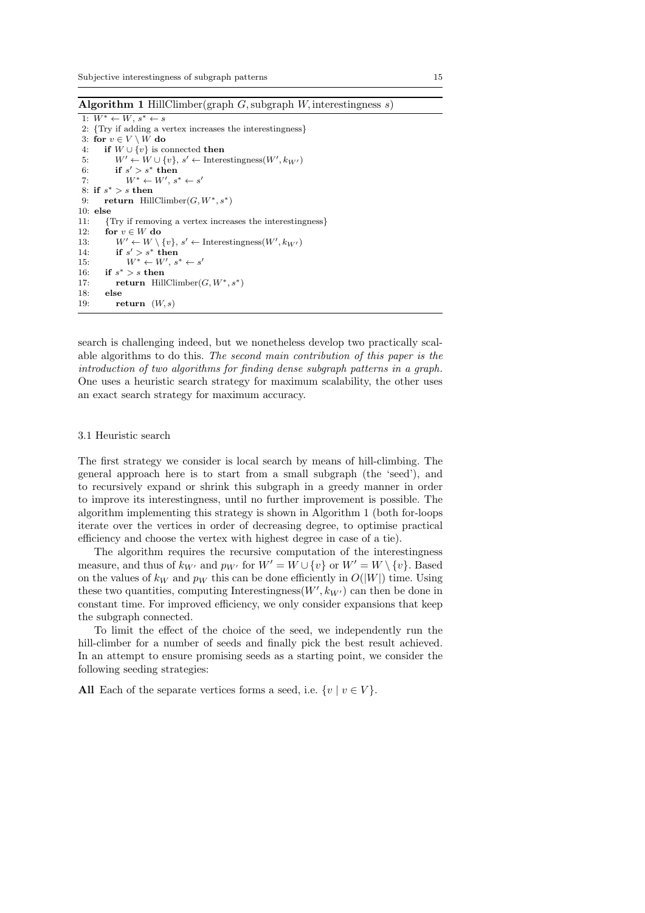**Algorithm 1** HillClimber(graph $G$, subgraph $W$, interestingness $s$)

```
1: W* ← W, s* ← s
2: {Try if adding a vertex increases the interestingness}
3: for v ∈ V \ W do
4:    if W ∪ {v} is connected then
5:       W' ← W ∪ {v}, s' ← Interestingness(W', k_{W'})
6:       if s' > s* then
7:          W* ← W', s* ← s'
8: if s* > s then
9:    return HillClimber(G, W*, s*)
10: else
11:    {Try if removing a vertex increases the interestingness}
12:    for v ∈ W do
13:       W' ← W \ {v}, s' ← Interestingness(W', k_{W'})
14:       if s' > s* then
15:          W* ← W', s* ← s'
16:    if s* > s then
17:       return HillClimber(G, W*, s*)
18:    else
19:       return (W, s)
```

search is challenging indeed, but we nonetheless develop two practically scalable algorithms to do this. *The second main contribution of this paper is the introduction of two algorithms for finding dense subgraph patterns in a graph.* One uses a heuristic search strategy for maximum scalability, the other uses an exact search strategy for maximum accuracy.

### 3.1 Heuristic search

The first strategy we consider is local search by means of hill-climbing. The general approach here is to start from a small subgraph (the 'seed'), and to recursively expand or shrink this subgraph in a greedy manner in order to improve its interestingness, until no further improvement is possible. The algorithm implementing this strategy is shown in Algorithm 1 (both for-loops iterate over the vertices in order of decreasing degree, to optimise practical efficiency and choose the vertex with highest degree in case of a tie).

The algorithm requires the recursive computation of the interestingness measure, and thus of $k_{W'}$ and $p_{W'}$ for $W' = W \cup \{v\}$ or $W' = W \setminus \{v\}$. Based on the values of $k_W$ and $p_W$ this can be done efficiently in $O(|W|)$ time. Using these two quantities, computing Interestingness$(W', k_{W'})$ can then be done in constant time. For improved efficiency, we only consider expansions that keep the subgraph connected.

To limit the effect of the choice of the seed, we independently run the hill-climber for a number of seeds and finally pick the best result achieved. In an attempt to ensure promising seeds as a starting point, we consider the following seeding strategies:

**All** Each of the separate vertices forms a seed, i.e. $\{v \mid v \in V\}$.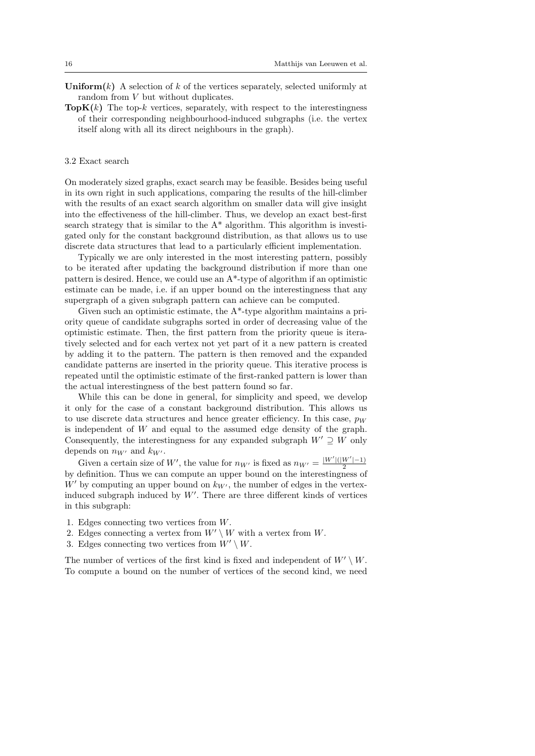**Uniform($k$)** A selection of $k$ of the vertices separately, selected uniformly at random from $V$ but without duplicates.

**TopK($k$)** The top-$k$ vertices, separately, with respect to the interestingness of their corresponding neighbourhood-induced subgraphs (i.e. the vertex itself along with all its direct neighbours in the graph).

### 3.2 Exact search

On moderately sized graphs, exact search may be feasible. Besides being useful in its own right in such applications, comparing the results of the hill-climber with the results of an exact search algorithm on smaller data will give insight into the effectiveness of the hill-climber. Thus, we develop an exact best-first search strategy that is similar to the A* algorithm. This algorithm is investigated only for the constant background distribution, as that allows us to use discrete data structures that lead to a particularly efficient implementation.

Typically we are only interested in the most interesting pattern, possibly to be iterated after updating the background distribution if more than one pattern is desired. Hence, we could use an A*-type of algorithm if an optimistic estimate can be made, i.e. if an upper bound on the interestingness that any supergraph of a given subgraph pattern can achieve can be computed.

Given such an optimistic estimate, the A*-type algorithm maintains a priority queue of candidate subgraphs sorted in order of decreasing value of the optimistic estimate. Then, the first pattern from the priority queue is iteratively selected and for each vertex not yet part of it a new pattern is created by adding it to the pattern. The pattern is then removed and the expanded candidate patterns are inserted in the priority queue. This iterative process is repeated until the optimistic estimate of the first-ranked pattern is lower than the actual interestingness of the best pattern found so far.

While this can be done in general, for simplicity and speed, we develop it only for the case of a constant background distribution. This allows us to use discrete data structures and hence greater efficiency. In this case, $p_W$ is independent of $W$ and equal to the assumed edge density of the graph. Consequently, the interestingness for any expanded subgraph $W' \supseteq W$ only depends on $n_{W'}$ and $k_{W'}$.

Given a certain size of $W'$, the value for $n_{W'}$ is fixed as $n_{W'} = \frac{|W'|(|W'|-1)}{2}$ by definition. Thus we can compute an upper bound on the interestingness of $W'$ by computing an upper bound on $k_{W'}$, the number of edges in the vertex-induced subgraph induced by $W'$. There are three different kinds of vertices in this subgraph:

1. Edges connecting two vertices from $W$.
2. Edges connecting a vertex from $W' \setminus W$ with a vertex from $W$.
3. Edges connecting two vertices from $W' \setminus W$.

The number of vertices of the first kind is fixed and independent of $W' \setminus W$. To compute a bound on the number of vertices of the second kind, we need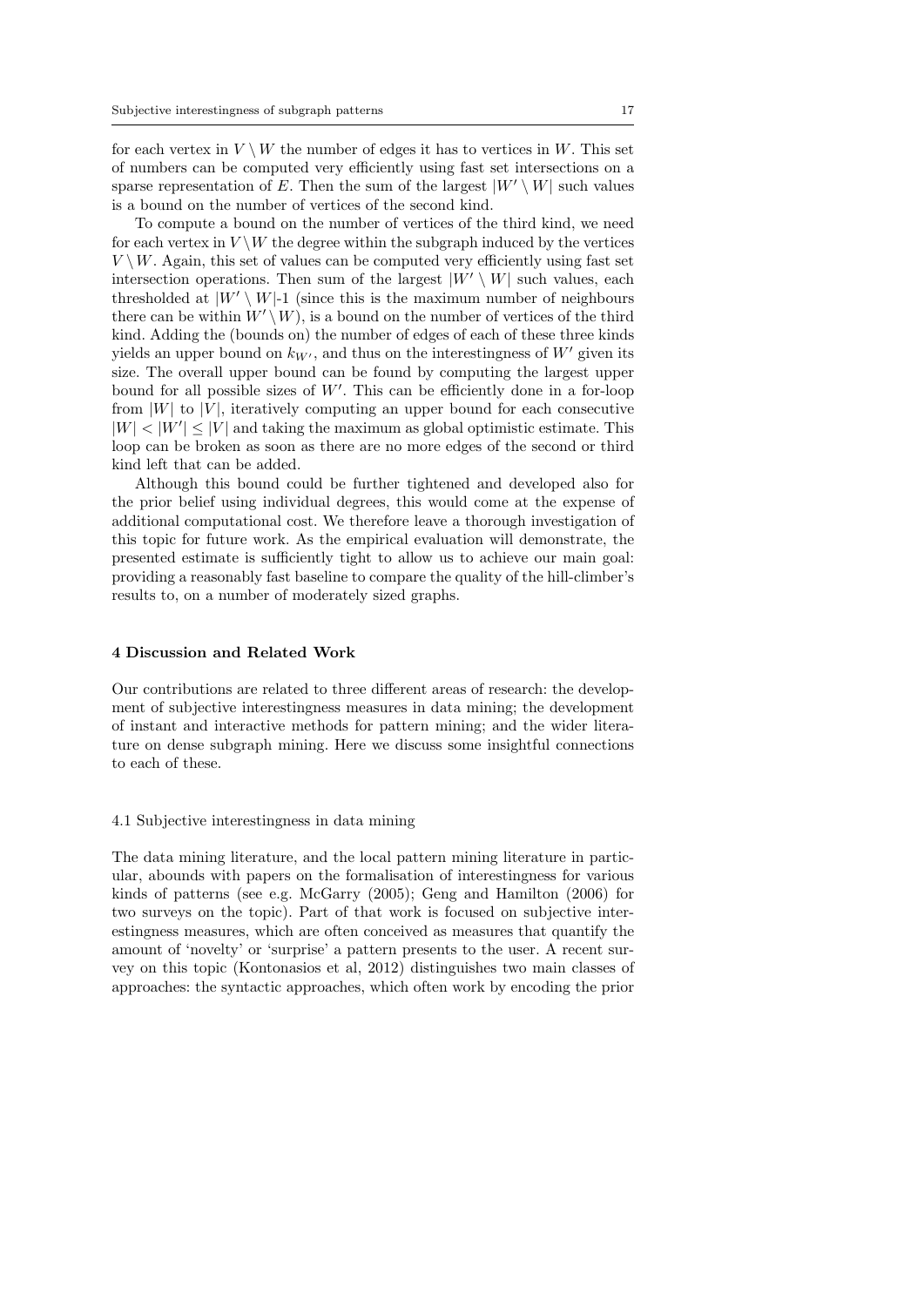for each vertex in $V \setminus W$ the number of edges it has to vertices in $W$. This set of numbers can be computed very efficiently using fast set intersections on a sparse representation of $E$. Then the sum of the largest $|W' \setminus W|$ such values is a bound on the number of vertices of the second kind.

To compute a bound on the number of vertices of the third kind, we need for each vertex in $V \setminus W$ the degree within the subgraph induced by the vertices $V \setminus W$. Again, this set of values can be computed very efficiently using fast set intersection operations. Then sum of the largest $|W' \setminus W|$ such values, each thresholded at $|W' \setminus W|$-1 (since this is the maximum number of neighbours there can be within $W' \setminus W$), is a bound on the number of vertices of the third kind. Adding the (bounds on) the number of edges of each of these three kinds yields an upper bound on $k_{W'}$, and thus on the interestingness of $W'$ given its size. The overall upper bound can be found by computing the largest upper bound for all possible sizes of $W'$. This can be efficiently done in a for-loop from $|W|$ to $|V|$, iteratively computing an upper bound for each consecutive $|W| < |W'| \leq |V|$ and taking the maximum as global optimistic estimate. This loop can be broken as soon as there are no more edges of the second or third kind left that can be added.

Although this bound could be further tightened and developed also for the prior belief using individual degrees, this would come at the expense of additional computational cost. We therefore leave a thorough investigation of this topic for future work. As the empirical evaluation will demonstrate, the presented estimate is sufficiently tight to allow us to achieve our main goal: providing a reasonably fast baseline to compare the quality of the hill-climber's results to, on a number of moderately sized graphs.

## 4 Discussion and Related Work

Our contributions are related to three different areas of research: the development of subjective interestingness measures in data mining; the development of instant and interactive methods for pattern mining; and the wider literature on dense subgraph mining. Here we discuss some insightful connections to each of these.

### 4.1 Subjective interestingness in data mining

The data mining literature, and the local pattern mining literature in particular, abounds with papers on the formalisation of interestingness for various kinds of patterns (see e.g. McGarry (2005); Geng and Hamilton (2006) for two surveys on the topic). Part of that work is focused on subjective interestingness measures, which are often conceived as measures that quantify the amount of 'novelty' or 'surprise' a pattern presents to the user. A recent survey on this topic (Kontonasios et al, 2012) distinguishes two main classes of approaches: the syntactic approaches, which often work by encoding the prior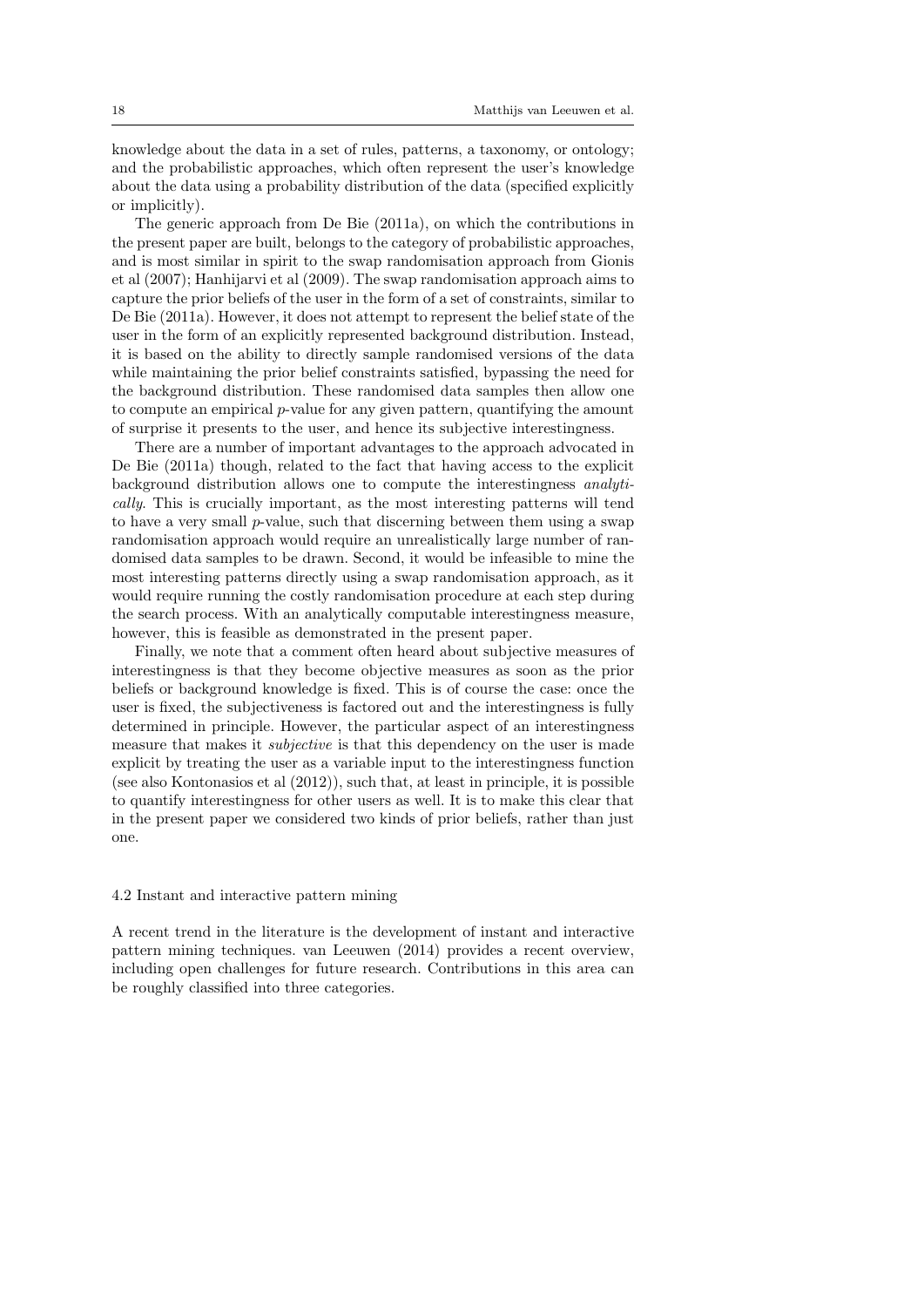knowledge about the data in a set of rules, patterns, a taxonomy, or ontology; and the probabilistic approaches, which often represent the user's knowledge about the data using a probability distribution of the data (specified explicitly or implicitly).

The generic approach from De Bie (2011a), on which the contributions in the present paper are built, belongs to the category of probabilistic approaches, and is most similar in spirit to the swap randomisation approach from Gionis et al (2007); Hanhijarvi et al (2009). The swap randomisation approach aims to capture the prior beliefs of the user in the form of a set of constraints, similar to De Bie (2011a). However, it does not attempt to represent the belief state of the user in the form of an explicitly represented background distribution. Instead, it is based on the ability to directly sample randomised versions of the data while maintaining the prior belief constraints satisfied, bypassing the need for the background distribution. These randomised data samples then allow one to compute an empirical $p$-value for any given pattern, quantifying the amount of surprise it presents to the user, and hence its subjective interestingness.

There are a number of important advantages to the approach advocated in De Bie (2011a) though, related to the fact that having access to the explicit background distribution allows one to compute the interestingness *analytically*. This is crucially important, as the most interesting patterns will tend to have a very small $p$-value, such that discerning between them using a swap randomisation approach would require an unrealistically large number of randomised data samples to be drawn. Second, it would be infeasible to mine the most interesting patterns directly using a swap randomisation approach, as it would require running the costly randomisation procedure at each step during the search process. With an analytically computable interestingness measure, however, this is feasible as demonstrated in the present paper.

Finally, we note that a comment often heard about subjective measures of interestingness is that they become objective measures as soon as the prior beliefs or background knowledge is fixed. This is of course the case: once the user is fixed, the subjectiveness is factored out and the interestingness is fully determined in principle. However, the particular aspect of an interestingness measure that makes it *subjective* is that this dependency on the user is made explicit by treating the user as a variable input to the interestingness function (see also Kontonasios et al (2012)), such that, at least in principle, it is possible to quantify interestingness for other users as well. It is to make this clear that in the present paper we considered two kinds of prior beliefs, rather than just one.

### 4.2 Instant and interactive pattern mining

A recent trend in the literature is the development of instant and interactive pattern mining techniques. van Leeuwen (2014) provides a recent overview, including open challenges for future research. Contributions in this area can be roughly classified into three categories.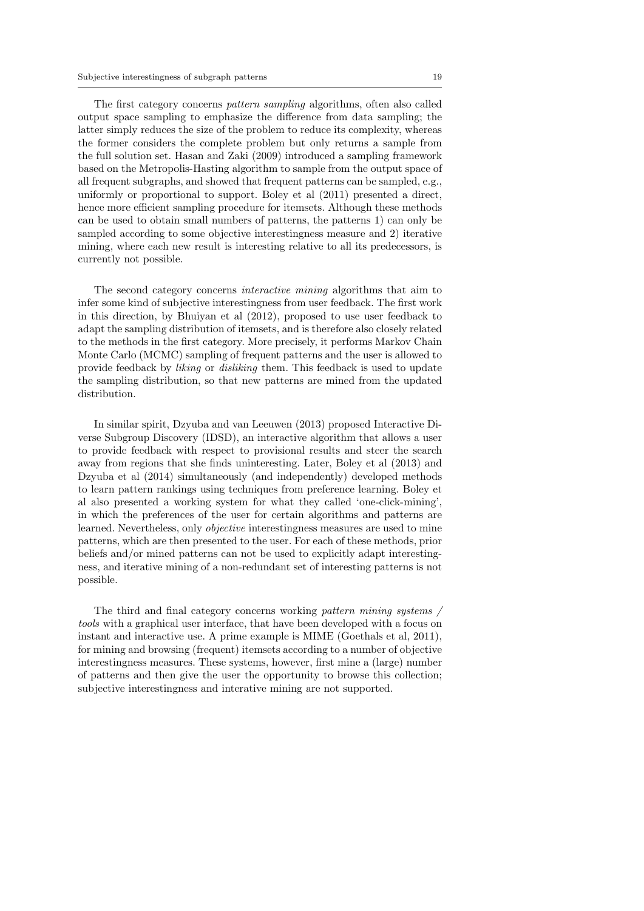The first category concerns *pattern sampling* algorithms, often also called output space sampling to emphasize the difference from data sampling; the latter simply reduces the size of the problem to reduce its complexity, whereas the former considers the complete problem but only returns a sample from the full solution set. Hasan and Zaki (2009) introduced a sampling framework based on the Metropolis-Hasting algorithm to sample from the output space of all frequent subgraphs, and showed that frequent patterns can be sampled, e.g., uniformly or proportional to support. Boley et al (2011) presented a direct, hence more efficient sampling procedure for itemsets. Although these methods can be used to obtain small numbers of patterns, the patterns 1) can only be sampled according to some objective interestingness measure and 2) iterative mining, where each new result is interesting relative to all its predecessors, is currently not possible.

The second category concerns *interactive mining* algorithms that aim to infer some kind of subjective interestingness from user feedback. The first work in this direction, by Bhuiyan et al (2012), proposed to use user feedback to adapt the sampling distribution of itemsets, and is therefore also closely related to the methods in the first category. More precisely, it performs Markov Chain Monte Carlo (MCMC) sampling of frequent patterns and the user is allowed to provide feedback by *liking* or *disliking* them. This feedback is used to update the sampling distribution, so that new patterns are mined from the updated distribution.

In similar spirit, Dzyuba and van Leeuwen (2013) proposed Interactive Diverse Subgroup Discovery (IDSD), an interactive algorithm that allows a user to provide feedback with respect to provisional results and steer the search away from regions that she finds uninteresting. Later, Boley et al (2013) and Dzyuba et al (2014) simultaneously (and independently) developed methods to learn pattern rankings using techniques from preference learning. Boley et al also presented a working system for what they called 'one-click-mining', in which the preferences of the user for certain algorithms and patterns are learned. Nevertheless, only *objective* interestingness measures are used to mine patterns, which are then presented to the user. For each of these methods, prior beliefs and/or mined patterns can not be used to explicitly adapt interestingness, and iterative mining of a non-redundant set of interesting patterns is not possible.

The third and final category concerns working *pattern mining systems / tools* with a graphical user interface, that have been developed with a focus on instant and interactive use. A prime example is MIME (Goethals et al, 2011), for mining and browsing (frequent) itemsets according to a number of objective interestingness measures. These systems, however, first mine a (large) number of patterns and then give the user the opportunity to browse this collection; subjective interestingness and interative mining are not supported.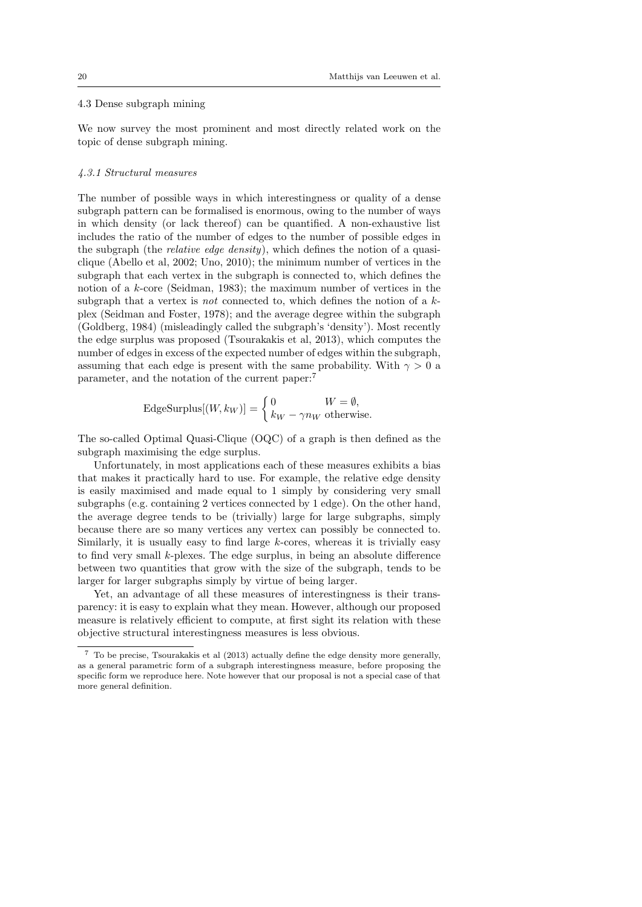### 4.3 Dense subgraph mining

We now survey the most prominent and most directly related work on the topic of dense subgraph mining.

#### *4.3.1 Structural measures*

The number of possible ways in which interestingness or quality of a dense subgraph pattern can be formalised is enormous, owing to the number of ways in which density (or lack thereof) can be quantified. A non-exhaustive list includes the ratio of the number of edges to the number of possible edges in the subgraph (the *relative edge density*), which defines the notion of a quasi-clique (Abello et al, 2002; Uno, 2010); the minimum number of vertices in the subgraph that each vertex in the subgraph is connected to, which defines the notion of a $k$-core (Seidman, 1983); the maximum number of vertices in the subgraph that a vertex is *not* connected to, which defines the notion of a $k$-plex (Seidman and Foster, 1978); and the average degree within the subgraph (Goldberg, 1984) (misleadingly called the subgraph's 'density'). Most recently the edge surplus was proposed (Tsourakakis et al, 2013), which computes the number of edges in excess of the expected number of edges within the subgraph, assuming that each edge is present with the same probability. With $\gamma > 0$ a parameter, and the notation of the current paper:[7]

$$\text{EdgeSurplus}[(W, k_W)] = \begin{cases} 0 & W = \emptyset, \\ k_W - \gamma n_W & \text{otherwise.} \end{cases}$$

The so-called Optimal Quasi-Clique (OQC) of a graph is then defined as the subgraph maximising the edge surplus.

Unfortunately, in most applications each of these measures exhibits a bias that makes it practically hard to use. For example, the relative edge density is easily maximised and made equal to 1 simply by considering very small subgraphs (e.g. containing 2 vertices connected by 1 edge). On the other hand, the average degree tends to be (trivially) large for large subgraphs, simply because there are so many vertices any vertex can possibly be connected to. Similarly, it is usually easy to find large $k$-cores, whereas it is trivially easy to find very small $k$-plexes. The edge surplus, in being an absolute difference between two quantities that grow with the size of the subgraph, tends to be larger for larger subgraphs simply by virtue of being larger.

Yet, an advantage of all these measures of interestingness is their transparency: it is easy to explain what they mean. However, although our proposed measure is relatively efficient to compute, at first sight its relation with these objective structural interestingness measures is less obvious.

[7] To be precise, Tsourakakis et al (2013) actually define the edge density more generally, as a general parametric form of a subgraph interestingness measure, before proposing the specific form we reproduce here. Note however that our proposal is not a special case of that more general definition.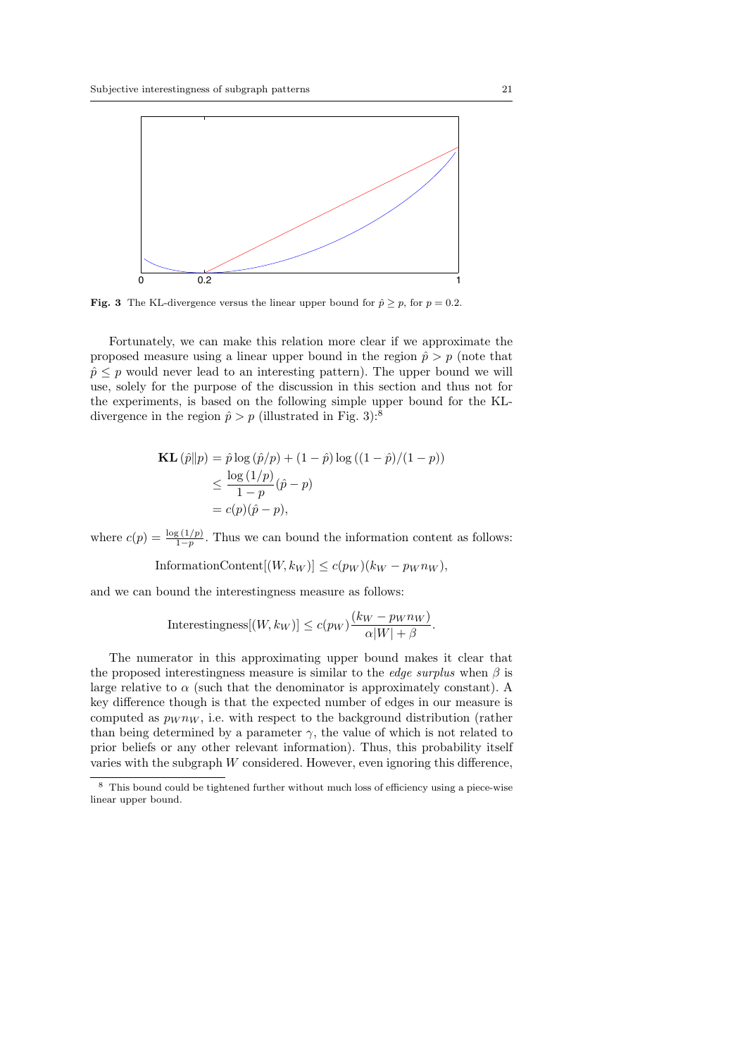Fig. 3 The KL-divergence versus the linear upper bound for $\hat{p} \geq p$, for $p = 0.2$.

Fortunately, we can make this relation more clear if we approximate the proposed measure using a linear upper bound in the region $\hat{p} > p$ (note that $\hat{p} \leq p$ would never lead to an interesting pattern). The upper bound we will use, solely for the purpose of the discussion in this section and thus not for the experiments, is based on the following simple upper bound for the KL-divergence in the region $\hat{p} > p$ (illustrated in Fig. 3):[8]

$$
\begin{aligned}
\mathbf{KL}\left(\hat{p} \| p\right) &= \hat{p} \log\left(\hat{p}/p\right) + (1-\hat{p}) \log\left((1-\hat{p})/(1-p)\right) \\
&\leq \frac{\log\left(1/p\right)}{1-p}(\hat{p}-p) \\
&= c(p)(\hat{p}-p),
\end{aligned}
$$

where $c(p) = \frac{\log(1/p)}{1-p}$. Thus we can bound the information content as follows:

$$
\text{InformationContent}[(W, k_W)] \leq c(p_W)(k_W - p_W n_W),
$$

and we can bound the interestingness measure as follows:

$$
\text{Interestingness}[(W, k_W)] \leq c(p_W)\frac{(k_W - p_W n_W)}{\alpha|W| + \beta}.
$$

The numerator in this approximating upper bound makes it clear that the proposed interestingness measure is similar to the *edge surplus* when $\beta$ is large relative to $\alpha$ (such that the denominator is approximately constant). A key difference though is that the expected number of edges in our measure is computed as $p_W n_W$, i.e. with respect to the background distribution (rather than being determined by a parameter $\gamma$, the value of which is not related to prior beliefs or any other relevant information). Thus, this probability itself varies with the subgraph $W$ considered. However, even ignoring this difference,

[8] This bound could be tightened further without much loss of efficiency using a piece-wise linear upper bound.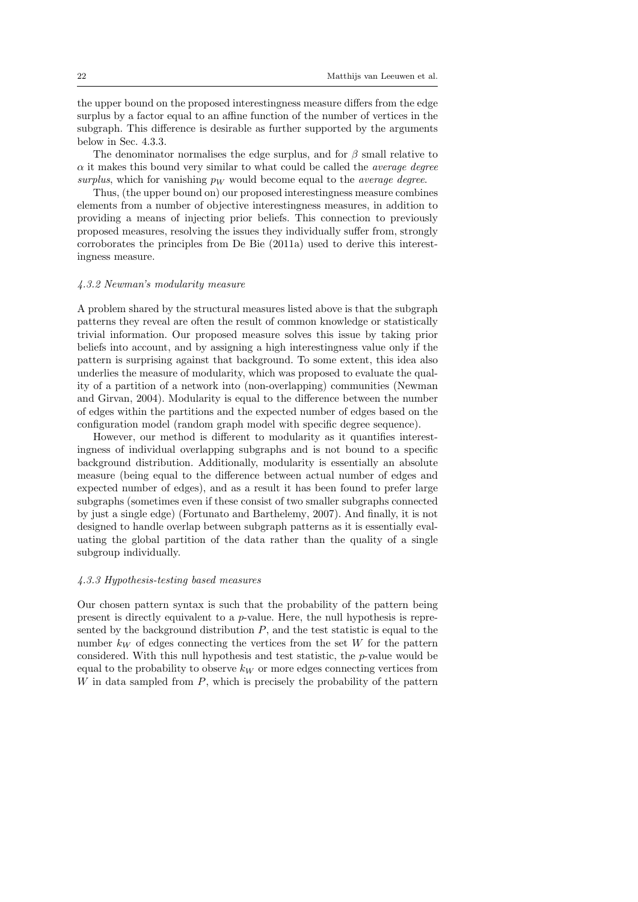the upper bound on the proposed interestingness measure differs from the edge surplus by a factor equal to an affine function of the number of vertices in the subgraph. This difference is desirable as further supported by the arguments below in Sec. 4.3.3.

The denominator normalises the edge surplus, and for $\beta$ small relative to $\alpha$ it makes this bound very similar to what could be called the *average degree surplus*, which for vanishing $p_W$ would become equal to the *average degree*.

Thus, (the upper bound on) our proposed interestingness measure combines elements from a number of objective interestingness measures, in addition to providing a means of injecting prior beliefs. This connection to previously proposed measures, resolving the issues they individually suffer from, strongly corroborates the principles from De Bie (2011a) used to derive this interestingness measure.

### 4.3.2 Newman's modularity measure

A problem shared by the structural measures listed above is that the subgraph patterns they reveal are often the result of common knowledge or statistically trivial information. Our proposed measure solves this issue by taking prior beliefs into account, and by assigning a high interestingness value only if the pattern is surprising against that background. To some extent, this idea also underlies the measure of modularity, which was proposed to evaluate the quality of a partition of a network into (non-overlapping) communities (Newman and Girvan, 2004). Modularity is equal to the difference between the number of edges within the partitions and the expected number of edges based on the configuration model (random graph model with specific degree sequence).

However, our method is different to modularity as it quantifies interestingness of individual overlapping subgraphs and is not bound to a specific background distribution. Additionally, modularity is essentially an absolute measure (being equal to the difference between actual number of edges and expected number of edges), and as a result it has been found to prefer large subgraphs (sometimes even if these consist of two smaller subgraphs connected by just a single edge) (Fortunato and Barthelemy, 2007). And finally, it is not designed to handle overlap between subgraph patterns as it is essentially evaluating the global partition of the data rather than the quality of a single subgroup individually.

### 4.3.3 Hypothesis-testing based measures

Our chosen pattern syntax is such that the probability of the pattern being present is directly equivalent to a $p$-value. Here, the null hypothesis is represented by the background distribution $P$, and the test statistic is equal to the number $k_W$ of edges connecting the vertices from the set $W$ for the pattern considered. With this null hypothesis and test statistic, the $p$-value would be equal to the probability to observe $k_W$ or more edges connecting vertices from $W$ in data sampled from $P$, which is precisely the probability of the pattern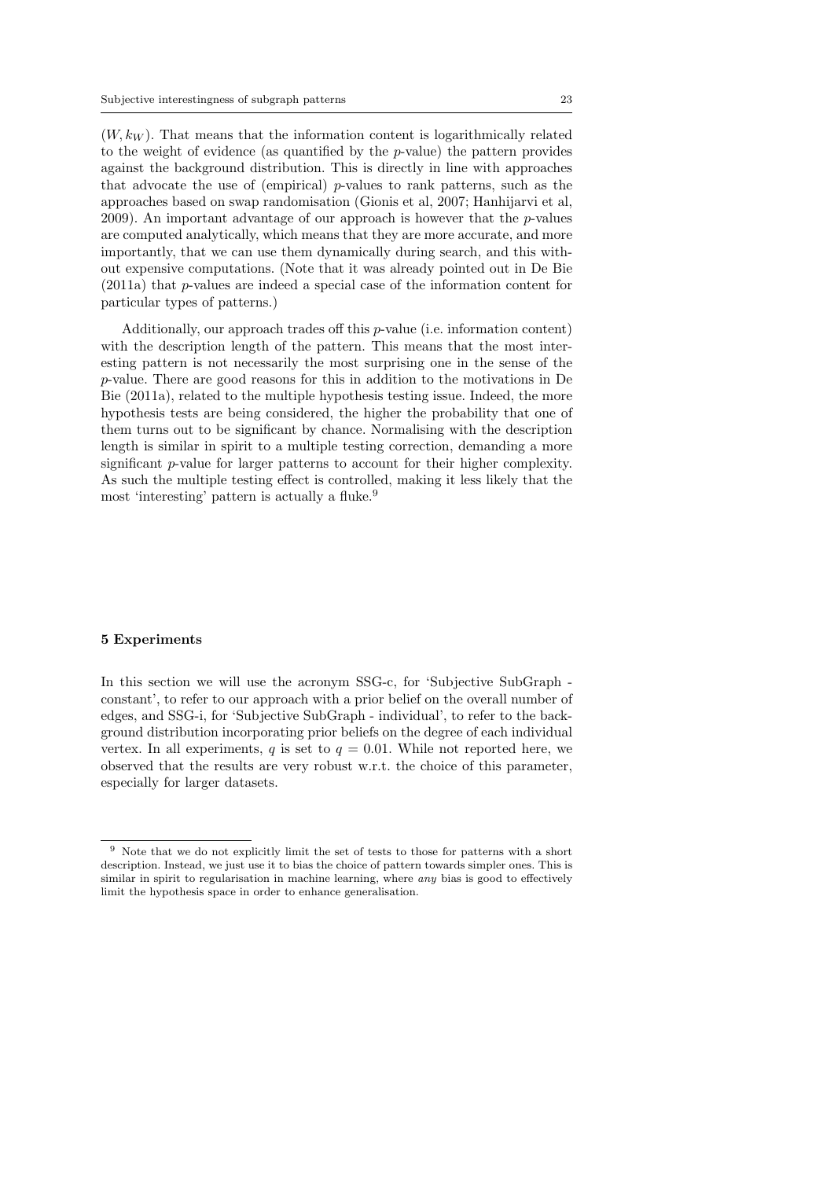$(W, k_W)$. That means that the information content is logarithmically related to the weight of evidence (as quantified by the $p$-value) the pattern provides against the background distribution. This is directly in line with approaches that advocate the use of (empirical) $p$-values to rank patterns, such as the approaches based on swap randomisation (Gionis et al, 2007; Hanhijarvi et al, 2009). An important advantage of our approach is however that the $p$-values are computed analytically, which means that they are more accurate, and more importantly, that we can use them dynamically during search, and this without expensive computations. (Note that it was already pointed out in De Bie (2011a) that $p$-values are indeed a special case of the information content for particular types of patterns.)

Additionally, our approach trades off this $p$-value (i.e. information content) with the description length of the pattern. This means that the most interesting pattern is not necessarily the most surprising one in the sense of the $p$-value. There are good reasons for this in addition to the motivations in De Bie (2011a), related to the multiple hypothesis testing issue. Indeed, the more hypothesis tests are being considered, the higher the probability that one of them turns out to be significant by chance. Normalising with the description length is similar in spirit to a multiple testing correction, demanding a more significant $p$-value for larger patterns to account for their higher complexity. As such the multiple testing effect is controlled, making it less likely that the most 'interesting' pattern is actually a fluke.[9]

## 5 Experiments

In this section we will use the acronym SSG-c, for 'Subjective SubGraph - constant', to refer to our approach with a prior belief on the overall number of edges, and SSG-i, for 'Subjective SubGraph - individual', to refer to the background distribution incorporating prior beliefs on the degree of each individual vertex. In all experiments, $q$ is set to $q = 0.01$. While not reported here, we observed that the results are very robust w.r.t. the choice of this parameter, especially for larger datasets.

[9] Note that we do not explicitly limit the set of tests to those for patterns with a short description. Instead, we just use it to bias the choice of pattern towards simpler ones. This is similar in spirit to regularisation in machine learning, where *any* bias is good to effectively limit the hypothesis space in order to enhance generalisation.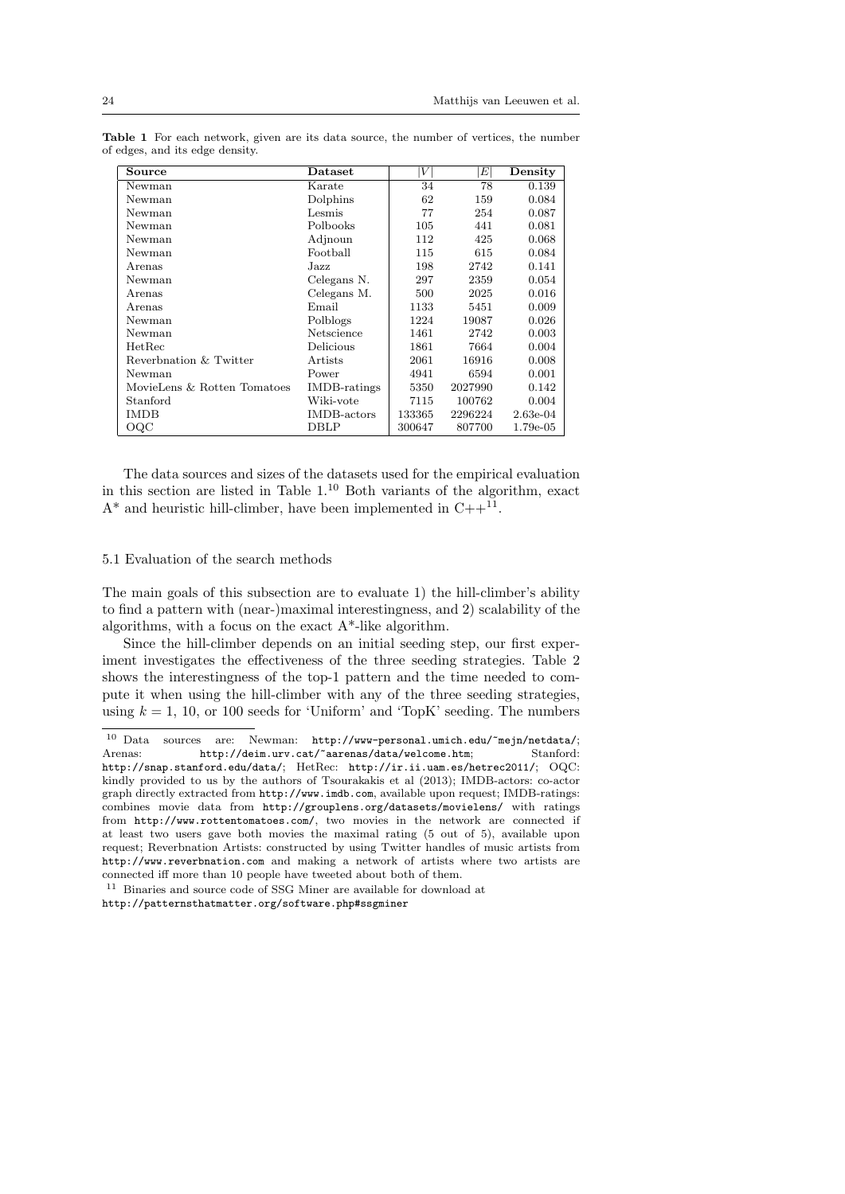**Table 1** For each network, given are its data source, the number of vertices, the number of edges, and its edge density.

| Source | Dataset | $\|V\|$ | $\|E\|$ | Density |
|---|---|---|---|---|
| Newman | Karate | 34 | 78 | 0.139 |
| Newman | Dolphins | 62 | 159 | 0.084 |
| Newman | Lesmis | 77 | 254 | 0.087 |
| Newman | Polbooks | 105 | 441 | 0.081 |
| Newman | Adjnoun | 112 | 425 | 0.068 |
| Newman | Football | 115 | 615 | 0.084 |
| Arenas | Jazz | 198 | 2742 | 0.141 |
| Newman | Celegans N. | 297 | 2359 | 0.054 |
| Arenas | Celegans M. | 500 | 2025 | 0.016 |
| Arenas | Email | 1133 | 5451 | 0.009 |
| Newman | Polblogs | 1224 | 19087 | 0.026 |
| Newman | Netscience | 1461 | 2742 | 0.003 |
| HetRec | Delicious | 1861 | 7664 | 0.004 |
| Reverbnation & Twitter | Artists | 2061 | 16916 | 0.008 |
| Newman | Power | 4941 | 6594 | 0.001 |
| MovieLens & Rotten Tomatoes | IMDB-ratings | 5350 | 2027990 | 0.142 |
| Stanford | Wiki-vote | 7115 | 100762 | 0.004 |
| IMDB | IMDB-actors | 133365 | 2296224 | 2.63e-04 |
| OQC | DBLP | 300647 | 807700 | 1.79e-05 |

The data sources and sizes of the datasets used for the empirical evaluation in this section are listed in Table 1.[10] Both variants of the algorithm, exact A* and heuristic hill-climber, have been implemented in C++[11].

### 5.1 Evaluation of the search methods

The main goals of this subsection are to evaluate 1) the hill-climber's ability to find a pattern with (near-)maximal interestingness, and 2) scalability of the algorithms, with a focus on the exact A*-like algorithm.

Since the hill-climber depends on an initial seeding step, our first experiment investigates the effectiveness of the three seeding strategies. Table 2 shows the interestingness of the top-1 pattern and the time needed to compute it when using the hill-climber with any of the three seeding strategies, using $k = 1$, 10, or 100 seeds for 'Uniform' and 'TopK' seeding. The numbers

---

[10] Data sources are: Newman: http://www-personal.umich.edu/~mejn/netdata/; Arenas: http://deim.urv.cat/~aarenas/data/welcome.htm; Stanford: http://snap.stanford.edu/data/; HetRec: http://ir.ii.uam.es/hetrec2011/; OQC: kindly provided to us by the authors of Tsourakakis et al (2013); IMDB-actors: co-actor graph directly extracted from http://www.imdb.com, available upon request; IMDB-ratings: combines movie data from http://grouplens.org/datasets/movielens/ with ratings from http://www.rottentomatoes.com/, two movies in the network are connected if at least two users gave both movies the maximal rating (5 out of 5), available upon request; Reverbnation Artists: constructed by using Twitter handles of music artists from http://www.reverbnation.com and making a network of artists where two artists are connected iff more than 10 people have tweeted about both of them.

[11] Binaries and source code of SSG Miner are available for download at http://patternsthatmatter.org/software.php#ssgminer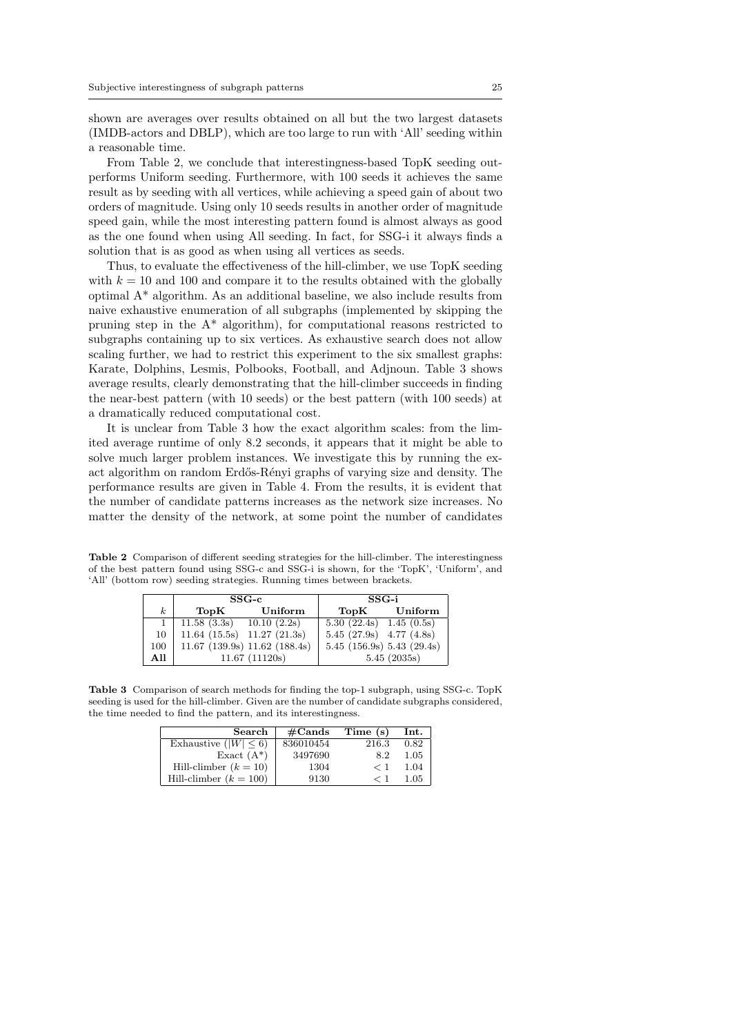shown are averages over results obtained on all but the two largest datasets (IMDB-actors and DBLP), which are too large to run with 'All' seeding within a reasonable time.

From Table 2, we conclude that interestingness-based TopK seeding outperforms Uniform seeding. Furthermore, with 100 seeds it achieves the same result as by seeding with all vertices, while achieving a speed gain of about two orders of magnitude. Using only 10 seeds results in another order of magnitude speed gain, while the most interesting pattern found is almost always as good as the one found when using All seeding. In fact, for SSG-i it always finds a solution that is as good as when using all vertices as seeds.

Thus, to evaluate the effectiveness of the hill-climber, we use TopK seeding with $k = 10$ and 100 and compare it to the results obtained with the globally optimal A\* algorithm. As an additional baseline, we also include results from naive exhaustive enumeration of all subgraphs (implemented by skipping the pruning step in the A\* algorithm), for computational reasons restricted to subgraphs containing up to six vertices. As exhaustive search does not allow scaling further, we had to restrict this experiment to the six smallest graphs: Karate, Dolphins, Lesmis, Polbooks, Football, and Adjnoun. Table 3 shows average results, clearly demonstrating that the hill-climber succeeds in finding the near-best pattern (with 10 seeds) or the best pattern (with 100 seeds) at a dramatically reduced computational cost.

It is unclear from Table 3 how the exact algorithm scales: from the limited average runtime of only 8.2 seconds, it appears that it might be able to solve much larger problem instances. We investigate this by running the exact algorithm on random Erdős-Rényi graphs of varying size and density. The performance results are given in Table 4. From the results, it is evident that the number of candidate patterns increases as the network size increases. No matter the density of the network, at some point the number of candidates

**Table 2** Comparison of different seeding strategies for the hill-climber. The interestingness of the best pattern found using SSG-c and SSG-i is shown, for the 'TopK', 'Uniform', and 'All' (bottom row) seeding strategies. Running times between brackets.

| | **SSG-c** | | **SSG-i** | |
|---|---|---|---|---|
| $k$ | **TopK** | **Uniform** | **TopK** | **Uniform** |
| 1 | 11.58 (3.3s) | 10.10 (2.2s) | 5.30 (22.4s) | 1.45 (0.5s) |
| 10 | 11.64 (15.5s) | 11.27 (21.3s) | 5.45 (27.9s) | 4.77 (4.8s) |
| 100 | 11.67 (139.9s) | 11.62 (188.4s) | 5.45 (156.9s) | 5.43 (29.4s) |
| **All** | 11.67 (11120s) | | 5.45 (2035s) | |

**Table 3** Comparison of search methods for finding the top-1 subgraph, using SSG-c. TopK seeding is used for the hill-climber. Given are the number of candidate subgraphs considered, the time needed to find the pattern, and its interestingness.

| **Search** | **#Cands** | **Time (s)** | **Int.** |
|---|---|---|---|
| Exhaustive ($\lvert W\rvert \leq 6$) | 836010454 | 216.3 | 0.82 |
| Exact (A\*) | 3497690 | 8.2 | 1.05 |
| Hill-climber ($k = 10$) | 1304 | $< 1$ | 1.04 |
| Hill-climber ($k = 100$) | 9130 | $< 1$ | 1.05 |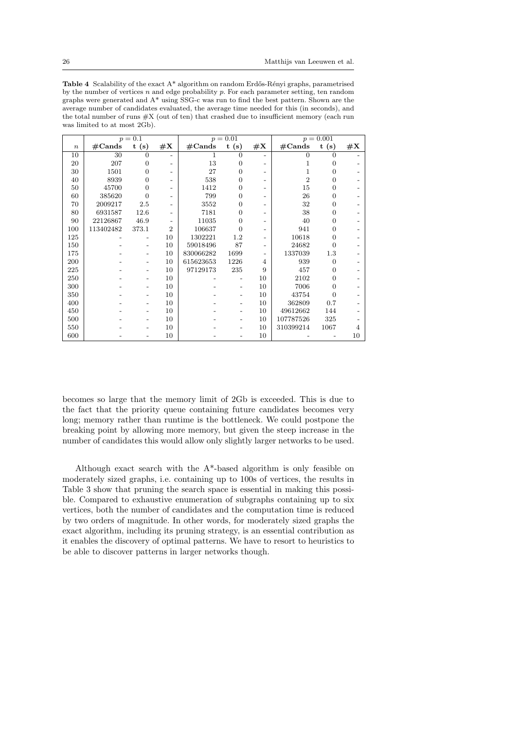**Table 4** Scalability of the exact A* algorithm on random Erdős-Rényi graphs, parametrised by the number of vertices $n$ and edge probability $p$. For each parameter setting, ten random graphs were generated and A* using SSG-c was run to find the best pattern. Shown are the average number of candidates evaluated, the average time needed for this (in seconds), and the total number of runs #X (out of ten) that crashed due to insufficient memory (each run was limited to at most 2Gb).

| | $p = 0.1$ | | | $p = 0.01$ | | | $p = 0.001$ | | |
|---|---|---|---|---|---|---|---|---|---|
| $n$ | **#Cands** | **t (s)** | **#X** | **#Cands** | **t (s)** | **#X** | **#Cands** | **t (s)** | **#X** |
| 10 | 30 | 0 | - | 1 | 0 | - | 0 | 0 | - |
| 20 | 207 | 0 | - | 13 | 0 | - | 1 | 0 | - |
| 30 | 1501 | 0 | - | 27 | 0 | - | 1 | 0 | - |
| 40 | 8939 | 0 | - | 538 | 0 | - | 2 | 0 | - |
| 50 | 45700 | 0 | - | 1412 | 0 | - | 15 | 0 | - |
| 60 | 385620 | 0 | - | 799 | 0 | - | 26 | 0 | - |
| 70 | 2009217 | 2.5 | - | 3552 | 0 | - | 32 | 0 | - |
| 80 | 6931587 | 12.6 | - | 7181 | 0 | - | 38 | 0 | - |
| 90 | 22126867 | 46.9 | - | 11035 | 0 | - | 40 | 0 | - |
| 100 | 113402482 | 373.1 | 2 | 106637 | 0 | - | 941 | 0 | - |
| 125 | - | - | 10 | 1302221 | 1.2 | - | 10618 | 0 | - |
| 150 | - | - | 10 | 59018496 | 87 | - | 24682 | 0 | - |
| 175 | - | - | 10 | 830066282 | 1699 | - | 1337039 | 1.3 | - |
| 200 | - | - | 10 | 615623653 | 1226 | 4 | 939 | 0 | - |
| 225 | - | - | 10 | 97129173 | 235 | 9 | 457 | 0 | - |
| 250 | - | - | 10 | - | - | 10 | 2102 | 0 | - |
| 300 | - | - | 10 | - | - | 10 | 7006 | 0 | - |
| 350 | - | - | 10 | - | - | 10 | 43754 | 0 | - |
| 400 | - | - | 10 | - | - | 10 | 362809 | 0.7 | - |
| 450 | - | - | 10 | - | - | 10 | 49612662 | 144 | - |
| 500 | - | - | 10 | - | - | 10 | 107787526 | 325 | - |
| 550 | - | - | 10 | - | - | 10 | 310399214 | 1067 | 4 |
| 600 | - | - | 10 | - | - | 10 | - | - | 10 |

becomes so large that the memory limit of 2Gb is exceeded. This is due to the fact that the priority queue containing future candidates becomes very long; memory rather than runtime is the bottleneck. We could postpone the breaking point by allowing more memory, but given the steep increase in the number of candidates this would allow only slightly larger networks to be used.

Although exact search with the A*-based algorithm is only feasible on moderately sized graphs, i.e. containing up to 100s of vertices, the results in Table 3 show that pruning the search space is essential in making this possible. Compared to exhaustive enumeration of subgraphs containing up to six vertices, both the number of candidates and the computation time is reduced by two orders of magnitude. In other words, for moderately sized graphs the exact algorithm, including its pruning strategy, is an essential contribution as it enables the discovery of optimal patterns. We have to resort to heuristics to be able to discover patterns in larger networks though.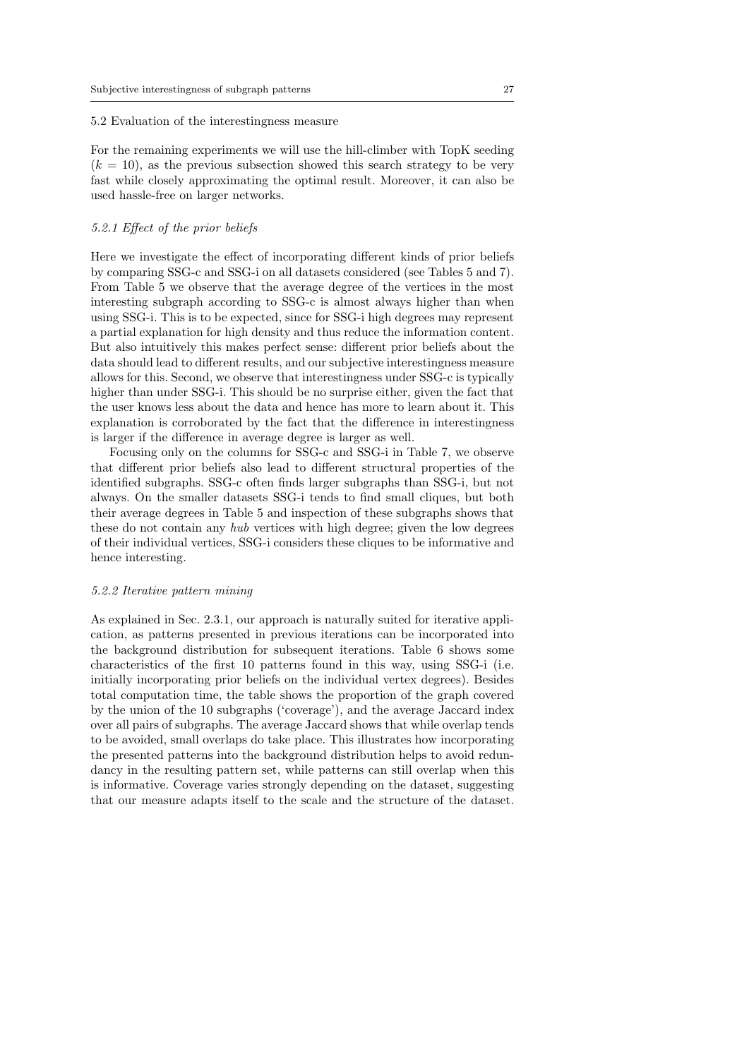### 5.2 Evaluation of the interestingness measure

For the remaining experiments we will use the hill-climber with TopK seeding ($k = 10$), as the previous subsection showed this search strategy to be very fast while closely approximating the optimal result. Moreover, it can also be used hassle-free on larger networks.

#### *5.2.1 Effect of the prior beliefs*

Here we investigate the effect of incorporating different kinds of prior beliefs by comparing SSG-c and SSG-i on all datasets considered (see Tables 5 and 7). From Table 5 we observe that the average degree of the vertices in the most interesting subgraph according to SSG-c is almost always higher than when using SSG-i. This is to be expected, since for SSG-i high degrees may represent a partial explanation for high density and thus reduce the information content. But also intuitively this makes perfect sense: different prior beliefs about the data should lead to different results, and our subjective interestingness measure allows for this. Second, we observe that interestingness under SSG-c is typically higher than under SSG-i. This should be no surprise either, given the fact that the user knows less about the data and hence has more to learn about it. This explanation is corroborated by the fact that the difference in interestingness is larger if the difference in average degree is larger as well.

Focusing only on the columns for SSG-c and SSG-i in Table 7, we observe that different prior beliefs also lead to different structural properties of the identified subgraphs. SSG-c often finds larger subgraphs than SSG-i, but not always. On the smaller datasets SSG-i tends to find small cliques, but both their average degrees in Table 5 and inspection of these subgraphs shows that these do not contain any *hub* vertices with high degree; given the low degrees of their individual vertices, SSG-i considers these cliques to be informative and hence interesting.

#### *5.2.2 Iterative pattern mining*

As explained in Sec. 2.3.1, our approach is naturally suited for iterative application, as patterns presented in previous iterations can be incorporated into the background distribution for subsequent iterations. Table 6 shows some characteristics of the first 10 patterns found in this way, using SSG-i (i.e. initially incorporating prior beliefs on the individual vertex degrees). Besides total computation time, the table shows the proportion of the graph covered by the union of the 10 subgraphs ('coverage'), and the average Jaccard index over all pairs of subgraphs. The average Jaccard shows that while overlap tends to be avoided, small overlaps do take place. This illustrates how incorporating the presented patterns into the background distribution helps to avoid redundancy in the resulting pattern set, while patterns can still overlap when this is informative. Coverage varies strongly depending on the dataset, suggesting that our measure adapts itself to the scale and the structure of the dataset.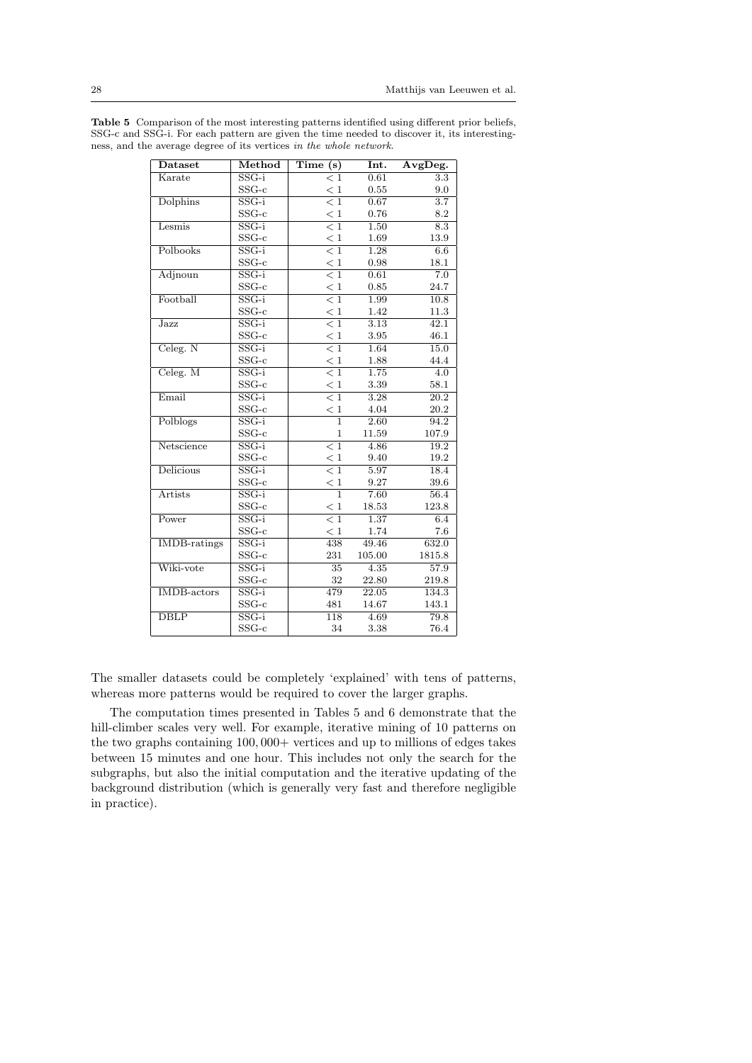**Table 5** Comparison of the most interesting patterns identified using different prior beliefs, SSG-c and SSG-i. For each pattern are given the time needed to discover it, its interestingness, and the average degree of its vertices *in the whole network*.

| Dataset | Method | Time (s) | Int. | AvgDeg. |
|---|---|---|---|---|
| Karate | SSG-i | $<1$ | 0.61 | 3.3 |
| | SSG-c | $<1$ | 0.55 | 9.0 |
| Dolphins | SSG-i | $<1$ | 0.67 | 3.7 |
| | SSG-c | $<1$ | 0.76 | 8.2 |
| Lesmis | SSG-i | $<1$ | 1.50 | 8.3 |
| | SSG-c | $<1$ | 1.69 | 13.9 |
| Polbooks | SSG-i | $<1$ | 1.28 | 6.6 |
| | SSG-c | $<1$ | 0.98 | 18.1 |
| Adjnoun | SSG-i | $<1$ | 0.61 | 7.0 |
| | SSG-c | $<1$ | 0.85 | 24.7 |
| Football | SSG-i | $<1$ | 1.99 | 10.8 |
| | SSG-c | $<1$ | 1.42 | 11.3 |
| Jazz | SSG-i | $<1$ | 3.13 | 42.1 |
| | SSG-c | $<1$ | 3.95 | 46.1 |
| Celeg. N | SSG-i | $<1$ | 1.64 | 15.0 |
| | SSG-c | $<1$ | 1.88 | 44.4 |
| Celeg. M | SSG-i | $<1$ | 1.75 | 4.0 |
| | SSG-c | $<1$ | 3.39 | 58.1 |
| Email | SSG-i | $<1$ | 3.28 | 20.2 |
| | SSG-c | $<1$ | 4.04 | 20.2 |
| Polblogs | SSG-i | 1 | 2.60 | 94.2 |
| | SSG-c | 1 | 11.59 | 107.9 |
| Netscience | SSG-i | $<1$ | 4.86 | 19.2 |
| | SSG-c | $<1$ | 9.40 | 19.2 |
| Delicious | SSG-i | $<1$ | 5.97 | 18.4 |
| | SSG-c | $<1$ | 9.27 | 39.6 |
| Artists | SSG-i | 1 | 7.60 | 56.4 |
| | SSG-c | $<1$ | 18.53 | 123.8 |
| Power | SSG-i | $<1$ | 1.37 | 6.4 |
| | SSG-c | $<1$ | 1.74 | 7.6 |
| IMDB-ratings | SSG-i | 438 | 49.46 | 632.0 |
| | SSG-c | 231 | 105.00 | 1815.8 |
| Wiki-vote | SSG-i | 35 | 4.35 | 57.9 |
| | SSG-c | 32 | 22.80 | 219.8 |
| IMDB-actors | SSG-i | 479 | 22.05 | 134.3 |
| | SSG-c | 481 | 14.67 | 143.1 |
| DBLP | SSG-i | 118 | 4.69 | 79.8 |
| | SSG-c | 34 | 3.38 | 76.4 |

The smaller datasets could be completely 'explained' with tens of patterns, whereas more patterns would be required to cover the larger graphs.

The computation times presented in Tables 5 and 6 demonstrate that the hill-climber scales very well. For example, iterative mining of 10 patterns on the two graphs containing 100,000+ vertices and up to millions of edges takes between 15 minutes and one hour. This includes not only the search for the subgraphs, but also the initial computation and the iterative updating of the background distribution (which is generally very fast and therefore negligible in practice).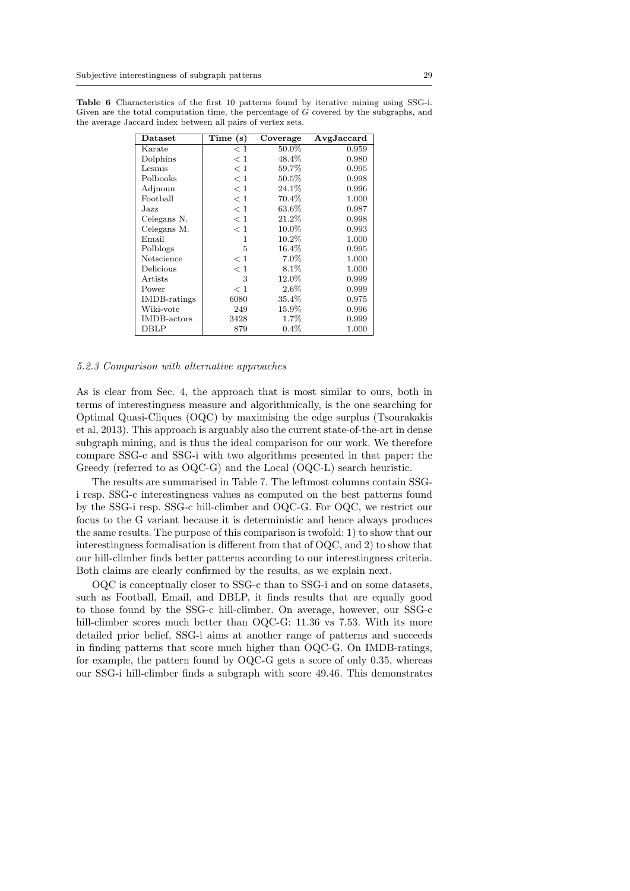**Table 6** Characteristics of the first 10 patterns found by iterative mining using SSG-i. Given are the total computation time, the percentage of $G$ covered by the subgraphs, and the average Jaccard index between all pairs of vertex sets.

| Dataset | Time (s) | Coverage | AvgJaccard |
|---|---|---|---|
| Karate | $< 1$ | 50.0% | 0.959 |
| Dolphins | $< 1$ | 48.4% | 0.980 |
| Lesmis | $< 1$ | 59.7% | 0.995 |
| Polbooks | $< 1$ | 50.5% | 0.998 |
| Adjnoun | $< 1$ | 24.1% | 0.996 |
| Football | $< 1$ | 70.4% | 1.000 |
| Jazz | $< 1$ | 63.6% | 0.987 |
| Celegans N. | $< 1$ | 21.2% | 0.998 |
| Celegans M. | $< 1$ | 10.0% | 0.993 |
| Email | 1 | 10.2% | 1.000 |
| Polblogs | 5 | 16.4% | 0.995 |
| Netscience | $< 1$ | 7.0% | 1.000 |
| Delicious | $< 1$ | 8.1% | 1.000 |
| Artists | 3 | 12.0% | 0.999 |
| Power | $< 1$ | 2.6% | 0.999 |
| IMDB-ratings | 6080 | 35.4% | 0.975 |
| Wiki-vote | 249 | 15.9% | 0.996 |
| IMDB-actors | 3428 | 1.7% | 0.999 |
| DBLP | 879 | 0.4% | 1.000 |

### *5.2.3 Comparison with alternative approaches*

As is clear from Sec. 4, the approach that is most similar to ours, both in terms of interestingness measure and algorithmically, is the one searching for Optimal Quasi-Cliques (OQC) by maximising the edge surplus (Tsourakakis et al, 2013). This approach is arguably also the current state-of-the-art in dense subgraph mining, and is thus the ideal comparison for our work. We therefore compare SSG-c and SSG-i with two algorithms presented in that paper: the Greedy (referred to as OQC-G) and the Local (OQC-L) search heuristic.

The results are summarised in Table 7. The leftmost columns contain SSG-i resp. SSG-c interestingness values as computed on the best patterns found by the SSG-i resp. SSG-c hill-climber and OQC-G. For OQC, we restrict our focus to the G variant because it is deterministic and hence always produces the same results. The purpose of this comparison is twofold: 1) to show that our interestingness formalisation is different from that of OQC, and 2) to show that our hill-climber finds better patterns according to our interestingness criteria. Both claims are clearly confirmed by the results, as we explain next.

OQC is conceptually closer to SSG-c than to SSG-i and on some datasets, such as Football, Email, and DBLP, it finds results that are equally good to those found by the SSG-c hill-climber. On average, however, our SSG-c hill-climber scores much better than OQC-G: 11.36 vs 7.53. With its more detailed prior belief, SSG-i aims at another range of patterns and succeeds in finding patterns that score much higher than OQC-G. On IMDB-ratings, for example, the pattern found by OQC-G gets a score of only 0.35, whereas our SSG-i hill-climber finds a subgraph with score 49.46. This demonstrates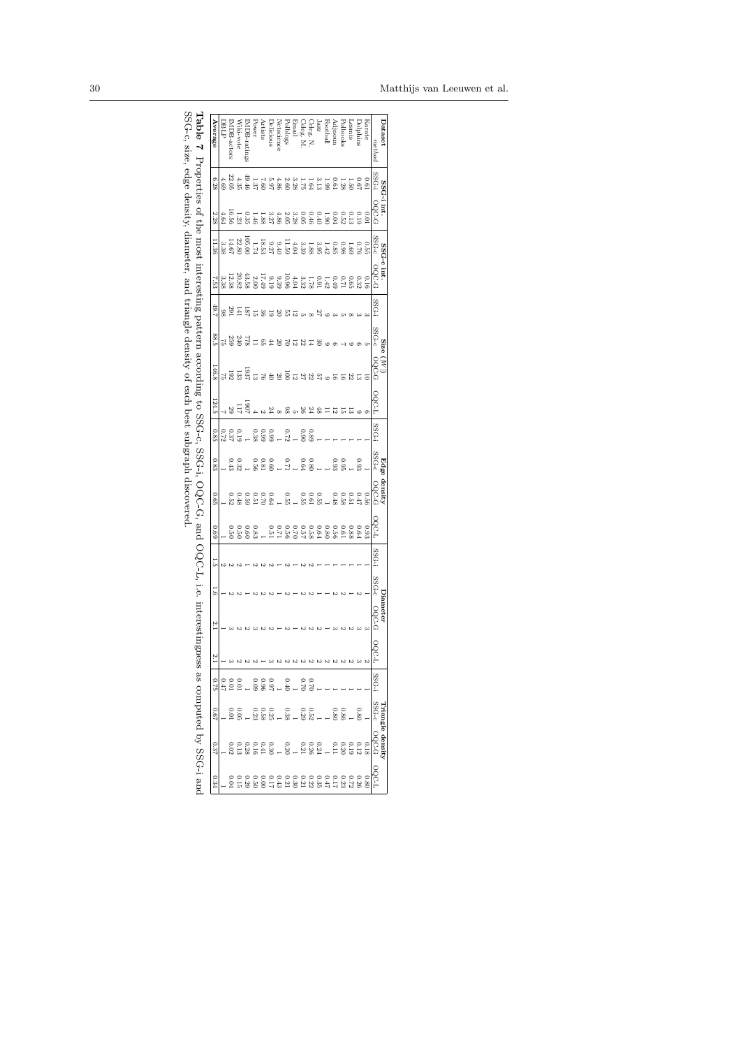| Dataset | SSG-i int. | | SSG-c int. | | Size (\|W\|) | | | | Edge density | | | | Diameter | | | | Triangle density | | | |
|---|---|---|---|---|---|---|---|---|---|---|---|---|---|---|---|---|---|---|---|---|
| *method* | SSG-i | OQC-G | SSG-c | OQC-G | SSG-i | SSG-c | OQC-G | OQC-L | SSG-i | SSG-c | OQC-G | OQC-L | SSG-i | SSG-c | OQC-G | OQC-L | SSG-i | SSG-c | OQC-G | OQC-L |
| Karate | 0.61 | 0.01 | 0.55 | 0.16 | 3 | 5 | 10 | 6 | 1 | 1 | 0.56 | 0.93 | 1 | 1 | 3 | 2 | 1 | 1 | 0.18 | 0.80 |
| Dolphins | 0.67 | 0.19 | 0.76 | 0.32 | 3 | 6 | 13 | 9 | 1 | 0.93 | 0.47 | 0.64 | 1 | 2 | 3 | 3 | 1 | 0.80 | 0.12 | 0.26 |
| Lesmis | 1.50 | 0.13 | 1.69 | 0.65 | 8 | 9 | 22 | 13 | 1 | 1 | 0.51 | 0.88 | 1 | 1 | 2 | 2 | 1 | 1 | 0.19 | 0.72 |
| Polbooks | 1.28 | 0.52 | 0.98 | 0.71 | 5 | 7 | 16 | 15 | 1 | 0.95 | 0.58 | 0.61 | 1 | 1 | 2 | 2 | 1 | 0.86 | 0.20 | 0.23 |
| Adjnoun | 0.61 | 0.04 | 0.85 | 0.49 | 3 | 6 | 16 | 12 | 1 | 0.93 | 0.48 | 0.56 | 1 | 2 | 3 | 2 | 1 | 0.80 | 0.11 | 0.17 |
| Football | 1.99 | 1.90 | 1.42 | 1.42 | 9 | 9 | 9 | 11 | 1 | 1 | 1 | 0.80 | 1 | 1 | 1 | 2 | 1 | 1 | 1 | 0.47 |
| Jazz | 3.13 | 0.40 | 3.95 | 0.91 | 27 | 30 | 57 | 48 | 1 | 1 | 0.55 | 0.64 | 1 | 1 | 2 | 2 | 1 | 1 | 0.24 | 0.35 |
| Celeg. N. | 1.64 | 0.46 | 1.88 | 1.78 | 8 | 14 | 22 | 24 | 0.89 | 0.80 | 0.61 | 0.58 | 2 | 2 | 2 | 2 | 0.70 | 0.52 | 0.26 | 0.22 |
| Celeg. M. | 1.75 | 0.05 | 3.39 | 3.32 | 5 | 22 | 27 | 26 | 0.90 | 0.64 | 0.55 | 0.57 | 2 | 2 | 2 | 2 | 0.70 | 0.29 | 0.21 | 0.21 |
| Email | 3.28 | 3.28 | 4.04 | 4.04 | 12 | 12 | 12 | 5 | 1 | 1 | 1 | 0.70 | 1 | 1 | 1 | 2 | 1 | 1 | 1 | 0.30 |
| Polblogs | 2.60 | 2.05 | 11.59 | 10.96 | 55 | 70 | 100 | 98 | 0.72 | 0.71 | 0.55 | 0.56 | 2 | 2 | 2 | 2 | 0.40 | 0.38 | 0.20 | 0.21 |
| Netscience | 4.86 | 4.86 | 9.40 | 9.39 | 20 | 20 | 20 | 8 | 1 | 1 | 1 | 0.71 | 1 | 1 | 1 | 2 | 1 | 1 | 1 | 0.43 |
| Delicious | 5.97 | 3.27 | 9.27 | 9.19 | 19 | 44 | 40 | 24 | 0.99 | 0.60 | 0.64 | 0.51 | 2 | 2 | 2 | 3 | 0.97 | 0.25 | 0.30 | 0.17 |
| Artists | 7.60 | 1.88 | 18.53 | 17.49 | 36 | 65 | 76 | 2 | 0.99 | 0.81 | 0.70 | 1 | 2 | 2 | 2 | 1 | 0.96 | 0.58 | 0.41 | 0.00 |
| Power | 1.37 | 1.46 | 1.74 | 2.00 | 15 | 11 | 13 | 4 | 0.38 | 0.56 | 0.51 | 0.83 | 2 | 2 | 3 | 2 | 0.09 | 0.23 | 0.16 | 0.50 |
| IMDB-ratings | 49.46 | 0.35 | 105.00 | 43.58 | 187 | 778 | 1937 | 1907 | 1 | 1 | 0.59 | 0.60 | 1 | 1 | 2 | 2 | 1 | 1 | 0.28 | 0.29 |
| Wiki-vote | 4.35 | 1.23 | 22.80 | 20.82 | 141 | 240 | 133 | 117 | 0.19 | 0.32 | 0.48 | 0.50 | 2 | 2 | 2 | 2 | 0.01 | 0.05 | 0.13 | 0.15 |
| IMDB-actors | 22.05 | 16.56 | 14.67 | 12.38 | 291 | 259 | 192 | 29 | 0.37 | 0.43 | 0.52 | 0.50 | 2 | 2 | 3 | 3 | 0.01 | 0.01 | 0.02 | 0.04 |
| DBLP | 4.69 | 4.64 | 3.38 | 3.38 | 98 | 75 | 75 | 7 | 0.72 | 1 | 1 | 1 | 2 | 1 | 1 | 1 | 0.47 | 1 | 1 | 1 |
| **Average** | 6.28 | 2.28 | 11.36 | 7.53 | 49.7 | 88.5 | 146.8 | 121.5 | 0.85 | 0.83 | 0.65 | 0.69 | 1.5 | 1.6 | 2.1 | 2.1 | 0.75 | 0.67 | 0.37 | 0.34 |

**Table 7** Properties of the most interesting pattern according to SSG-c, SSG-i, OQC-G, and OQC-L, i.e. interestingness as computed by SSG-i and SSG-c, size, edge density, diameter, and triangle density of each best subgraph discovered.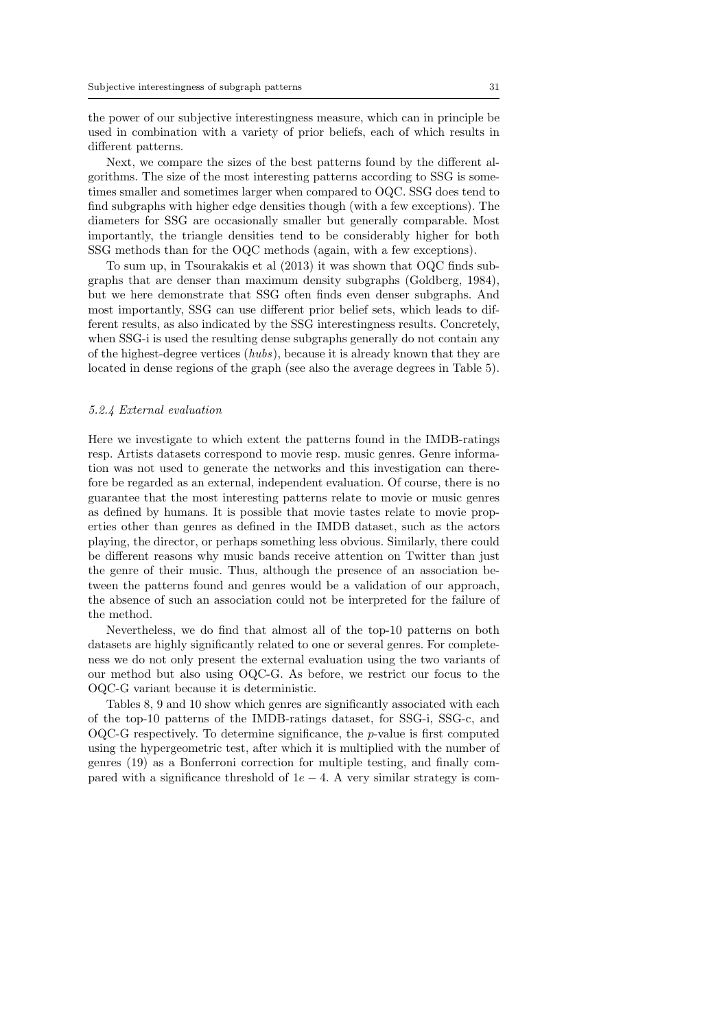the power of our subjective interestingness measure, which can in principle be used in combination with a variety of prior beliefs, each of which results in different patterns.

Next, we compare the sizes of the best patterns found by the different algorithms. The size of the most interesting patterns according to SSG is sometimes smaller and sometimes larger when compared to OQC. SSG does tend to find subgraphs with higher edge densities though (with a few exceptions). The diameters for SSG are occasionally smaller but generally comparable. Most importantly, the triangle densities tend to be considerably higher for both SSG methods than for the OQC methods (again, with a few exceptions).

To sum up, in Tsourakakis et al (2013) it was shown that OQC finds subgraphs that are denser than maximum density subgraphs (Goldberg, 1984), but we here demonstrate that SSG often finds even denser subgraphs. And most importantly, SSG can use different prior belief sets, which leads to different results, as also indicated by the SSG interestingness results. Concretely, when SSG-i is used the resulting dense subgraphs generally do not contain any of the highest-degree vertices (*hubs*), because it is already known that they are located in dense regions of the graph (see also the average degrees in Table 5).

### *5.2.4 External evaluation*

Here we investigate to which extent the patterns found in the IMDB-ratings resp. Artists datasets correspond to movie resp. music genres. Genre information was not used to generate the networks and this investigation can therefore be regarded as an external, independent evaluation. Of course, there is no guarantee that the most interesting patterns relate to movie or music genres as defined by humans. It is possible that movie tastes relate to movie properties other than genres as defined in the IMDB dataset, such as the actors playing, the director, or perhaps something less obvious. Similarly, there could be different reasons why music bands receive attention on Twitter than just the genre of their music. Thus, although the presence of an association between the patterns found and genres would be a validation of our approach, the absence of such an association could not be interpreted for the failure of the method.

Nevertheless, we do find that almost all of the top-10 patterns on both datasets are highly significantly related to one or several genres. For completeness we do not only present the external evaluation using the two variants of our method but also using OQC-G. As before, we restrict our focus to the OQC-G variant because it is deterministic.

Tables 8, 9 and 10 show which genres are significantly associated with each of the top-10 patterns of the IMDB-ratings dataset, for SSG-i, SSG-c, and OQC-G respectively. To determine significance, the $p$-value is first computed using the hypergeometric test, after which it is multiplied with the number of genres (19) as a Bonferroni correction for multiple testing, and finally compared with a significance threshold of $1e-4$. A very similar strategy is com-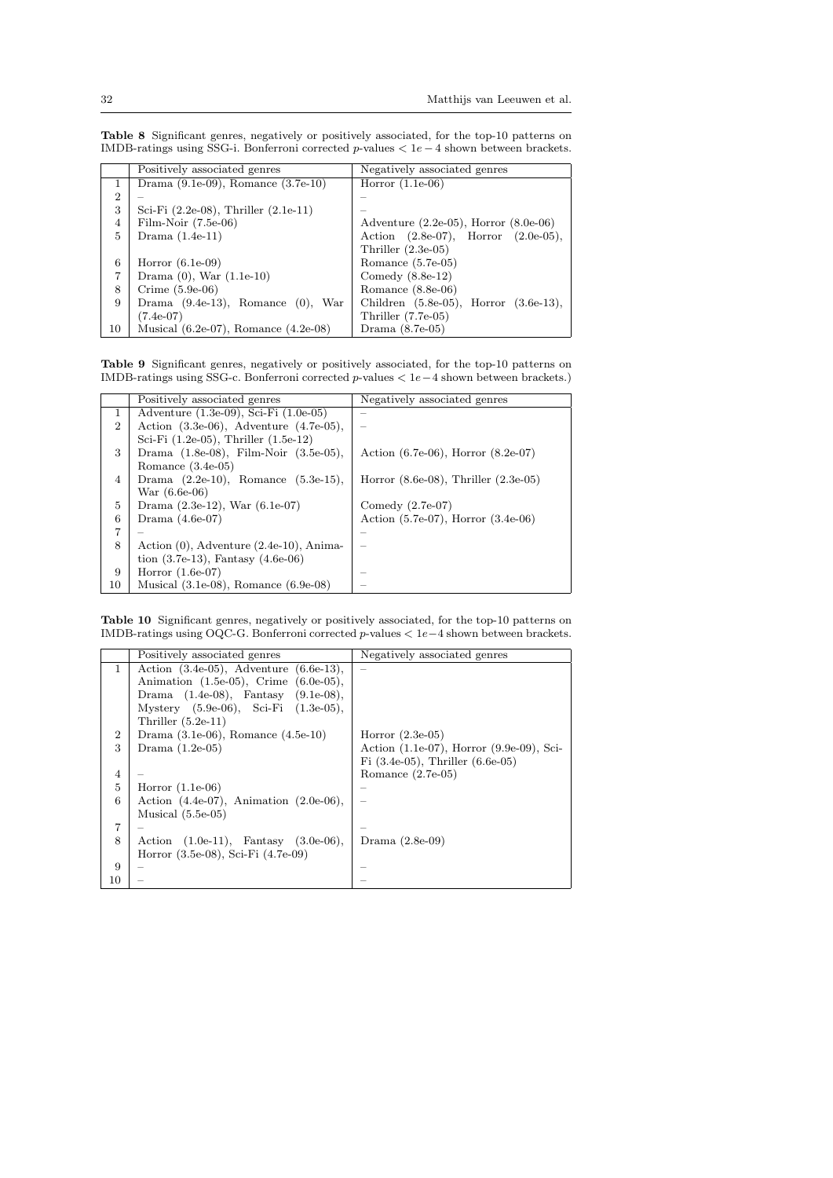**Table 8** Significant genres, negatively or positively associated, for the top-10 patterns on IMDB-ratings using SSG-i. Bonferroni corrected $p$-values $< 1e-4$ shown between brackets.

| | Positively associated genres | Negatively associated genres |
|---|---|---|
| 1 | Drama (9.1e-09), Romance (3.7e-10) | Horror (1.1e-06) |
| 2 | – | – |
| 3 | Sci-Fi (2.2e-08), Thriller (2.1e-11) | – |
| 4 | Film-Noir (7.5e-06) | Adventure (2.2e-05), Horror (8.0e-06) |
| 5 | Drama (1.4e-11) | Action (2.8e-07), Horror (2.0e-05), Thriller (2.3e-05) |
| 6 | Horror (6.1e-09) | Romance (5.7e-05) |
| 7 | Drama (0), War (1.1e-10) | Comedy (8.8e-12) |
| 8 | Crime (5.9e-06) | Romance (8.8e-06) |
| 9 | Drama (9.4e-13), Romance (0), War (7.4e-07) | Children (5.8e-05), Horror (3.6e-13), Thriller (7.7e-05) |
| 10 | Musical (6.2e-07), Romance (4.2e-08) | Drama (8.7e-05) |

**Table 9** Significant genres, negatively or positively associated, for the top-10 patterns on IMDB-ratings using SSG-c. Bonferroni corrected $p$-values $< 1e-4$ shown between brackets.)

| | Positively associated genres | Negatively associated genres |
|---|---|---|
| 1 | Adventure (1.3e-09), Sci-Fi (1.0e-05) | – |
| 2 | Action (3.3e-06), Adventure (4.7e-05), Sci-Fi (1.2e-05), Thriller (1.5e-12) | – |
| 3 | Drama (1.8e-08), Film-Noir (3.5e-05), Romance (3.4e-05) | Action (6.7e-06), Horror (8.2e-07) |
| 4 | Drama (2.2e-10), Romance (5.3e-15), War (6.6e-06) | Horror (8.6e-08), Thriller (2.3e-05) |
| 5 | Drama (2.3e-12), War (6.1e-07) | Comedy (2.7e-07) |
| 6 | Drama (4.6e-07) | Action (5.7e-07), Horror (3.4e-06) |
| 7 | – | – |
| 8 | Action (0), Adventure (2.4e-10), Animation (3.7e-13), Fantasy (4.6e-06) | – |
| 9 | Horror (1.6e-07) | – |
| 10 | Musical (3.1e-08), Romance (6.9e-08) | – |

**Table 10** Significant genres, negatively or positively associated, for the top-10 patterns on IMDB-ratings using OQC-G. Bonferroni corrected $p$-values $< 1e-4$ shown between brackets.

| | Positively associated genres | Negatively associated genres |
|---|---|---|
| 1 | Action (3.4e-05), Adventure (6.6e-13), Animation (1.5e-05), Crime (6.0e-05), Drama (1.4e-08), Fantasy (9.1e-08), Mystery (5.9e-06), Sci-Fi (1.3e-05), Thriller (5.2e-11) | – |
| 2 | Drama (3.1e-06), Romance (4.5e-10) | Horror (2.3e-05) |
| 3 | Drama (1.2e-05) | Action (1.1e-07), Horror (9.9e-09), Sci-Fi (3.4e-05), Thriller (6.6e-05) |
| 4 | – | Romance (2.7e-05) |
| 5 | Horror (1.1e-06) | – |
| 6 | Action (4.4e-07), Animation (2.0e-06), Musical (5.5e-05) | – |
| 7 | – | – |
| 8 | Action (1.0e-11), Fantasy (3.0e-06), Horror (3.5e-08), Sci-Fi (4.7e-09) | Drama (2.8e-09) |
| 9 | – | – |
| 10 | – | – |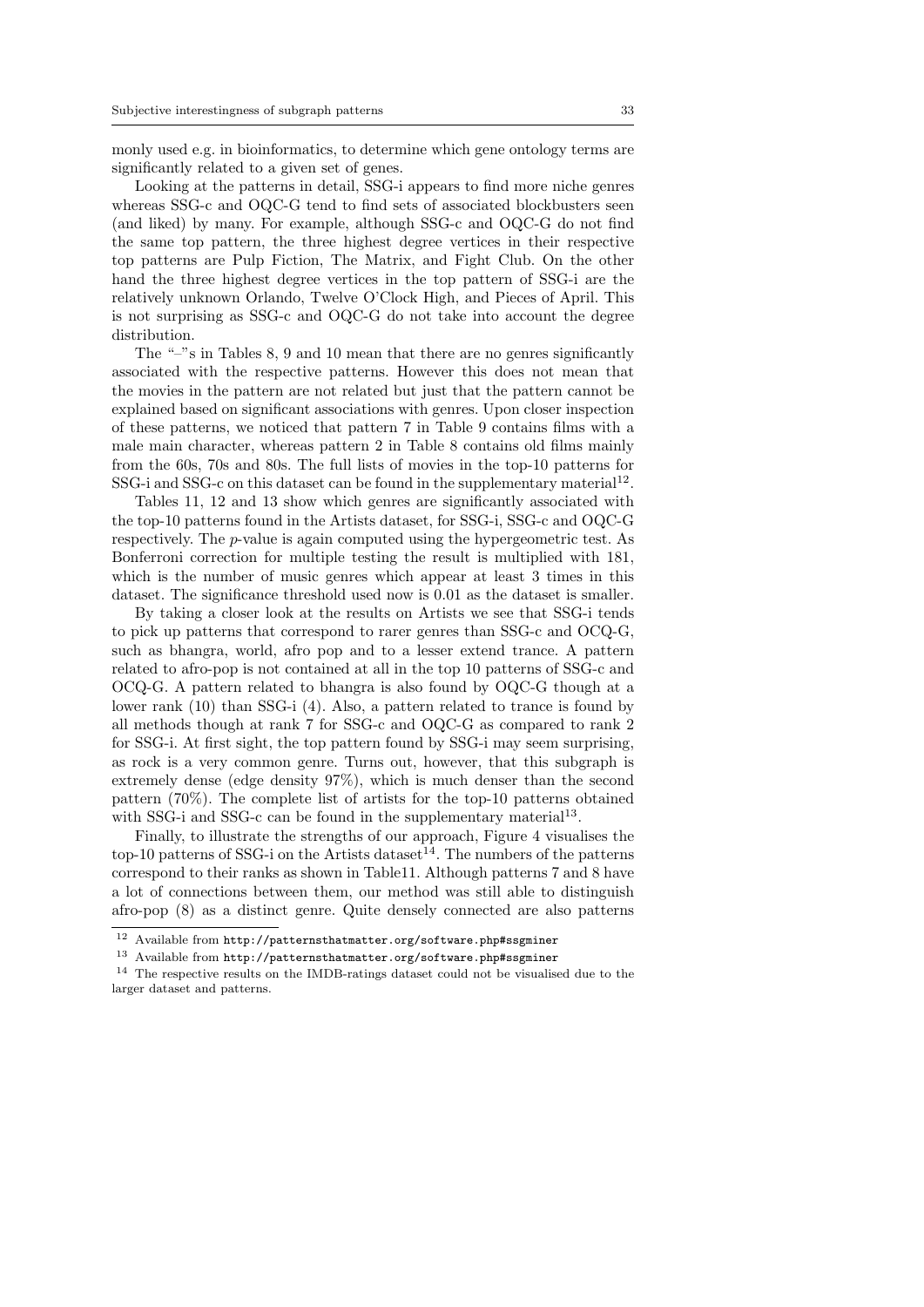monly used e.g. in bioinformatics, to determine which gene ontology terms are significantly related to a given set of genes.

Looking at the patterns in detail, SSG-i appears to find more niche genres whereas SSG-c and OQC-G tend to find sets of associated blockbusters seen (and liked) by many. For example, although SSG-c and OQC-G do not find the same top pattern, the three highest degree vertices in their respective top patterns are Pulp Fiction, The Matrix, and Fight Club. On the other hand the three highest degree vertices in the top pattern of SSG-i are the relatively unknown Orlando, Twelve O'Clock High, and Pieces of April. This is not surprising as SSG-c and OQC-G do not take into account the degree distribution.

The "–"s in Tables 8, 9 and 10 mean that there are no genres significantly associated with the respective patterns. However this does not mean that the movies in the pattern are not related but just that the pattern cannot be explained based on significant associations with genres. Upon closer inspection of these patterns, we noticed that pattern 7 in Table 9 contains films with a male main character, whereas pattern 2 in Table 8 contains old films mainly from the 60s, 70s and 80s. The full lists of movies in the top-10 patterns for SSG-i and SSG-c on this dataset can be found in the supplementary material[12].

Tables 11, 12 and 13 show which genres are significantly associated with the top-10 patterns found in the Artists dataset, for SSG-i, SSG-c and OQC-G respectively. The $p$-value is again computed using the hypergeometric test. As Bonferroni correction for multiple testing the result is multiplied with 181, which is the number of music genres which appear at least 3 times in this dataset. The significance threshold used now is 0.01 as the dataset is smaller.

By taking a closer look at the results on Artists we see that SSG-i tends to pick up patterns that correspond to rarer genres than SSG-c and OCQ-G, such as bhangra, world, afro pop and to a lesser extend trance. A pattern related to afro-pop is not contained at all in the top 10 patterns of SSG-c and OCQ-G. A pattern related to bhangra is also found by OQC-G though at a lower rank (10) than SSG-i (4). Also, a pattern related to trance is found by all methods though at rank 7 for SSG-c and OQC-G as compared to rank 2 for SSG-i. At first sight, the top pattern found by SSG-i may seem surprising, as rock is a very common genre. Turns out, however, that this subgraph is extremely dense (edge density 97%), which is much denser than the second pattern (70%). The complete list of artists for the top-10 patterns obtained with SSG-i and SSG-c can be found in the supplementary material[13].

Finally, to illustrate the strengths of our approach, Figure 4 visualises the top-10 patterns of SSG-i on the Artists dataset[14]. The numbers of the patterns correspond to their ranks as shown in Table11. Although patterns 7 and 8 have a lot of connections between them, our method was still able to distinguish afro-pop (8) as a distinct genre. Quite densely connected are also patterns

[12] Available from http://patternsthatmatter.org/software.php#ssgminer

[13] Available from http://patternsthatmatter.org/software.php#ssgminer

[14] The respective results on the IMDB-ratings dataset could not be visualised due to the larger dataset and patterns.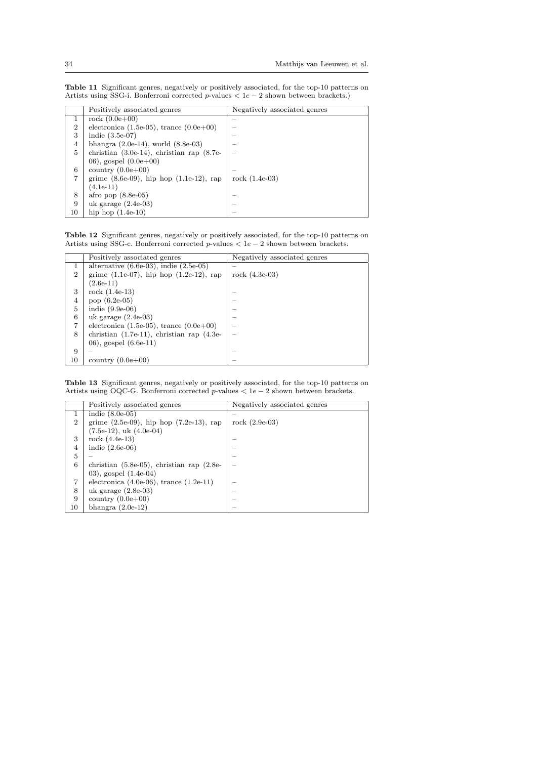**Table 11** Significant genres, negatively or positively associated, for the top-10 patterns on Artists using SSG-i. Bonferroni corrected $p$-values $< 1e-2$ shown between brackets.)

| | Positively associated genres | Negatively associated genres |
|---|---|---|
| 1 | rock (0.0e+00) | – |
| 2 | electronica (1.5e-05), trance (0.0e+00) | – |
| 3 | indie (3.5e-07) | – |
| 4 | bhangra (2.0e-14), world (8.8e-03) | – |
| 5 | christian (3.0e-14), christian rap (8.7e-06), gospel (0.0e+00) | – |
| 6 | country (0.0e+00) | – |
| 7 | grime (8.6e-09), hip hop (1.1e-12), rap (4.1e-11) | rock (1.4e-03) |
| 8 | afro pop (8.8e-05) | – |
| 9 | uk garage (2.4e-03) | – |
| 10 | hip hop (1.4e-10) | – |

**Table 12** Significant genres, negatively or positively associated, for the top-10 patterns on Artists using SSG-c. Bonferroni corrected $p$-values $< 1e-2$ shown between brackets.

| | Positively associated genres | Negatively associated genres |
|---|---|---|
| 1 | alternative (6.6e-03), indie (2.5e-05) | – |
| 2 | grime (1.1e-07), hip hop (1.2e-12), rap (2.6e-11) | rock (4.3e-03) |
| 3 | rock (1.4e-13) | – |
| 4 | pop (6.2e-05) | – |
| 5 | indie (9.9e-06) | – |
| 6 | uk garage (2.4e-03) | – |
| 7 | electronica (1.5e-05), trance (0.0e+00) | – |
| 8 | christian (1.7e-11), christian rap (4.3e-06), gospel (6.6e-11) | – |
| 9 | – | – |
| 10 | country (0.0e+00) | – |

**Table 13** Significant genres, negatively or positively associated, for the top-10 patterns on Artists using OQC-G. Bonferroni corrected $p$-values $< 1e-2$ shown between brackets.

| | Positively associated genres | Negatively associated genres |
|---|---|---|
| 1 | indie (8.0e-05) | – |
| 2 | grime (2.5e-09), hip hop (7.2e-13), rap (7.5e-12), uk (4.0e-04) | rock (2.9e-03) |
| 3 | rock (4.4e-13) | – |
| 4 | indie (2.6e-06) | – |
| 5 | – | – |
| 6 | christian (5.8e-05), christian rap (2.8e-03), gospel (1.4e-04) | – |
| 7 | electronica (4.0e-06), trance (1.2e-11) | – |
| 8 | uk garage (2.8e-03) | – |
| 9 | country (0.0e+00) | – |
| 10 | bhangra (2.0e-12) | – |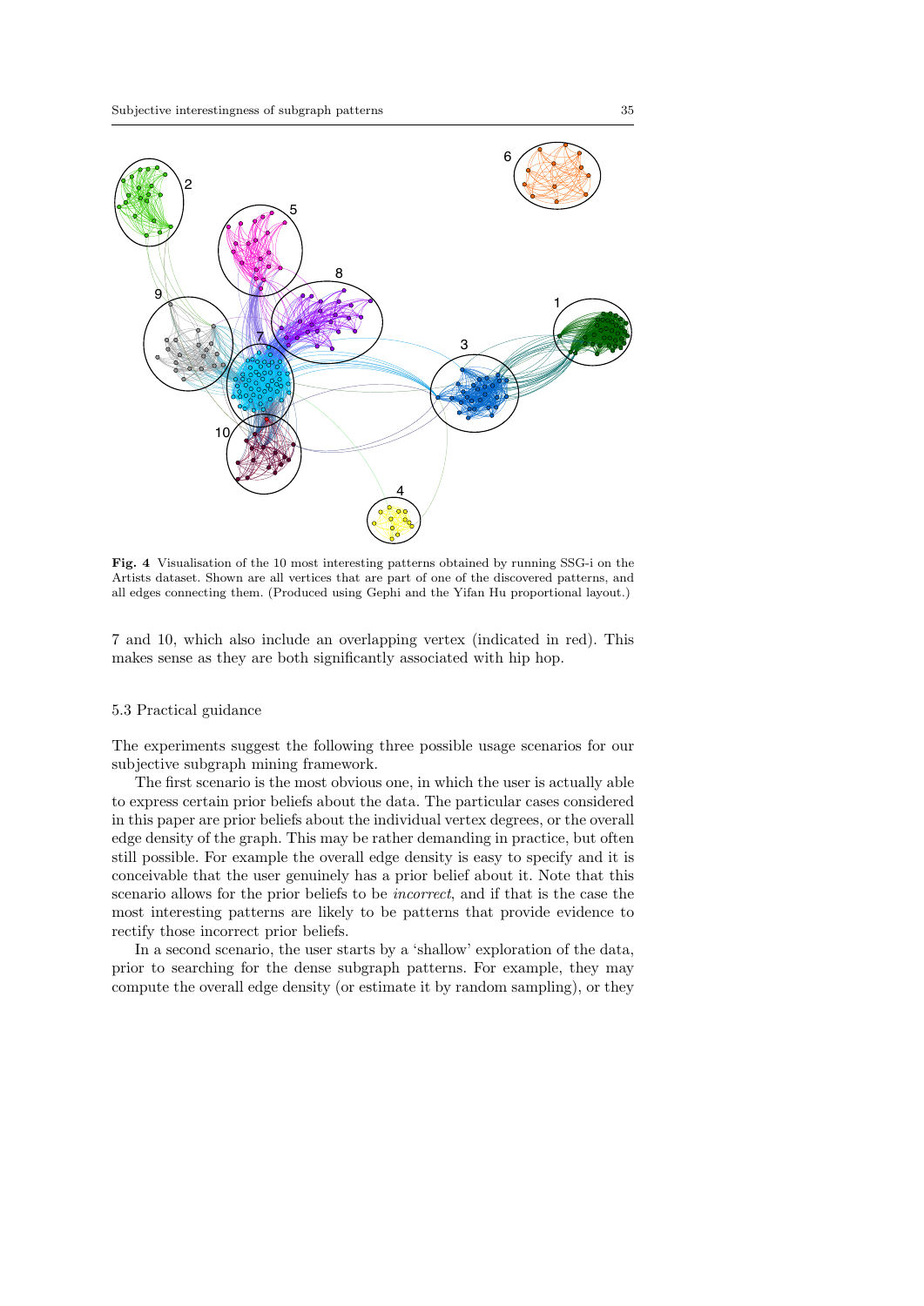**Fig. 4** Visualisation of the 10 most interesting patterns obtained by running SSG-i on the Artists dataset. Shown are all vertices that are part of one of the discovered patterns, and all edges connecting them. (Produced using Gephi and the Yifan Hu proportional layout.)

7 and 10, which also include an overlapping vertex (indicated in red). This makes sense as they are both significantly associated with hip hop.

### 5.3 Practical guidance

The experiments suggest the following three possible usage scenarios for our subjective subgraph mining framework.

The first scenario is the most obvious one, in which the user is actually able to express certain prior beliefs about the data. The particular cases considered in this paper are prior beliefs about the individual vertex degrees, or the overall edge density of the graph. This may be rather demanding in practice, but often still possible. For example the overall edge density is easy to specify and it is conceivable that the user genuinely has a prior belief about it. Note that this scenario allows for the prior beliefs to be *incorrect*, and if that is the case the most interesting patterns are likely to be patterns that provide evidence to rectify those incorrect prior beliefs.

In a second scenario, the user starts by a 'shallow' exploration of the data, prior to searching for the dense subgraph patterns. For example, they may compute the overall edge density (or estimate it by random sampling), or they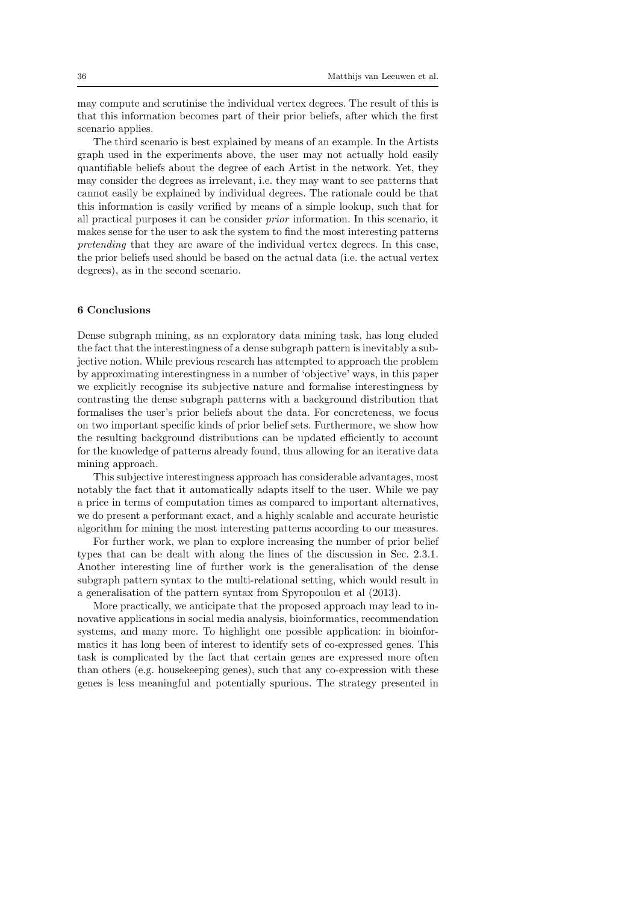may compute and scrutinise the individual vertex degrees. The result of this is that this information becomes part of their prior beliefs, after which the first scenario applies.

The third scenario is best explained by means of an example. In the Artists graph used in the experiments above, the user may not actually hold easily quantifiable beliefs about the degree of each Artist in the network. Yet, they may consider the degrees as irrelevant, i.e. they may want to see patterns that cannot easily be explained by individual degrees. The rationale could be that this information is easily verified by means of a simple lookup, such that for all practical purposes it can be consider *prior* information. In this scenario, it makes sense for the user to ask the system to find the most interesting patterns *pretending* that they are aware of the individual vertex degrees. In this case, the prior beliefs used should be based on the actual data (i.e. the actual vertex degrees), as in the second scenario.

## 6 Conclusions

Dense subgraph mining, as an exploratory data mining task, has long eluded the fact that the interestingness of a dense subgraph pattern is inevitably a subjective notion. While previous research has attempted to approach the problem by approximating interestingness in a number of 'objective' ways, in this paper we explicitly recognise its subjective nature and formalise interestingness by contrasting the dense subgraph patterns with a background distribution that formalises the user's prior beliefs about the data. For concreteness, we focus on two important specific kinds of prior belief sets. Furthermore, we show how the resulting background distributions can be updated efficiently to account for the knowledge of patterns already found, thus allowing for an iterative data mining approach.

This subjective interestingness approach has considerable advantages, most notably the fact that it automatically adapts itself to the user. While we pay a price in terms of computation times as compared to important alternatives, we do present a performant exact, and a highly scalable and accurate heuristic algorithm for mining the most interesting patterns according to our measures.

For further work, we plan to explore increasing the number of prior belief types that can be dealt with along the lines of the discussion in Sec. 2.3.1. Another interesting line of further work is the generalisation of the dense subgraph pattern syntax to the multi-relational setting, which would result in a generalisation of the pattern syntax from Spyropoulou et al (2013).

More practically, we anticipate that the proposed approach may lead to innovative applications in social media analysis, bioinformatics, recommendation systems, and many more. To highlight one possible application: in bioinformatics it has long been of interest to identify sets of co-expressed genes. This task is complicated by the fact that certain genes are expressed more often than others (e.g. housekeeping genes), such that any co-expression with these genes is less meaningful and potentially spurious. The strategy presented in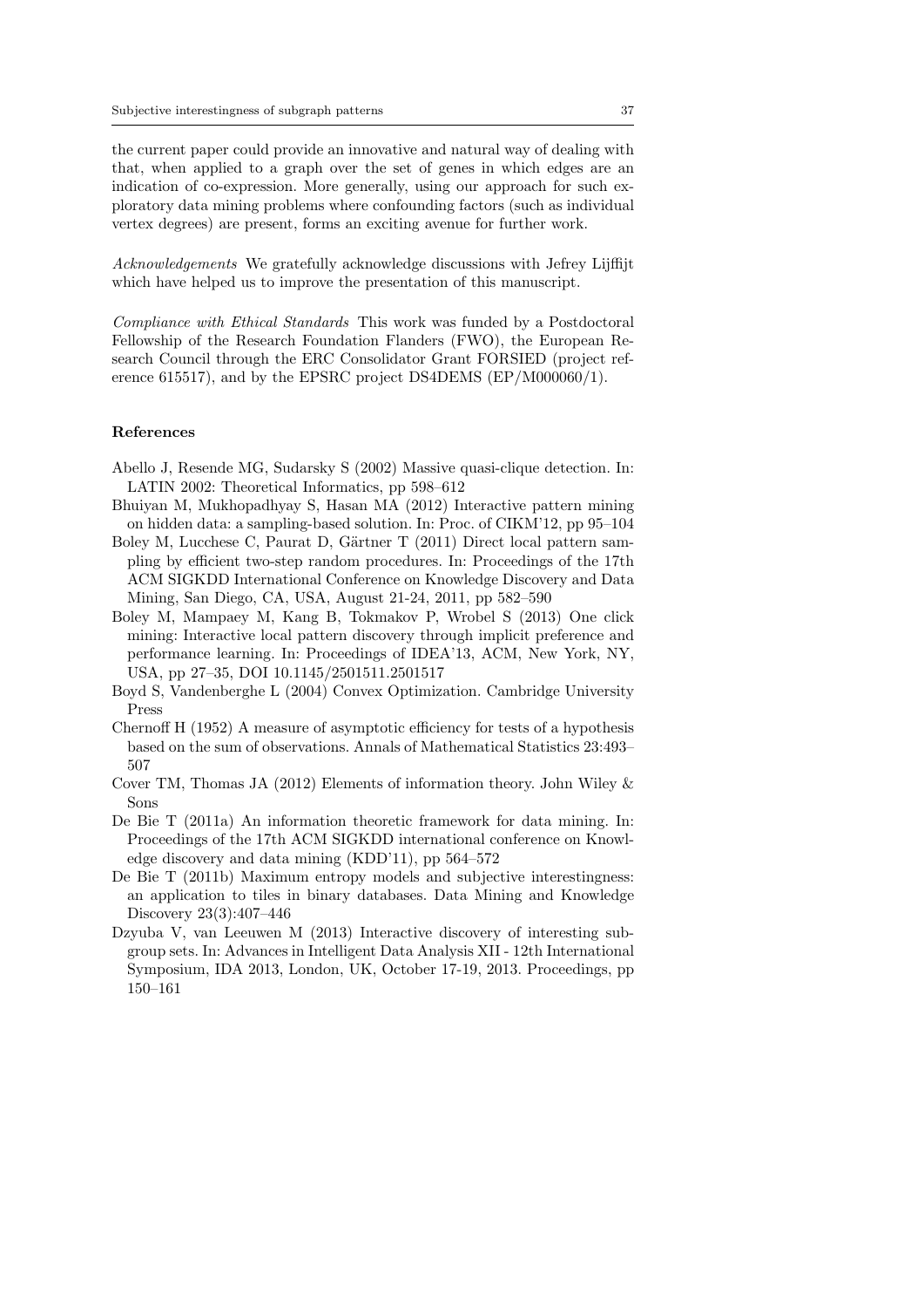the current paper could provide an innovative and natural way of dealing with that, when applied to a graph over the set of genes in which edges are an indication of co-expression. More generally, using our approach for such exploratory data mining problems where confounding factors (such as individual vertex degrees) are present, forms an exciting avenue for further work.

*Acknowledgements* We gratefully acknowledge discussions with Jefrey Lijffijt which have helped us to improve the presentation of this manuscript.

*Compliance with Ethical Standards* This work was funded by a Postdoctoral Fellowship of the Research Foundation Flanders (FWO), the European Research Council through the ERC Consolidator Grant FORSIED (project reference 615517), and by the EPSRC project DS4DEMS (EP/M000060/1).

## References

Abello J, Resende MG, Sudarsky S (2002) Massive quasi-clique detection. In: LATIN 2002: Theoretical Informatics, pp 598–612

Bhuiyan M, Mukhopadhyay S, Hasan MA (2012) Interactive pattern mining on hidden data: a sampling-based solution. In: Proc. of CIKM'12, pp 95–104

Boley M, Lucchese C, Paurat D, Gärtner T (2011) Direct local pattern sampling by efficient two-step random procedures. In: Proceedings of the 17th ACM SIGKDD International Conference on Knowledge Discovery and Data Mining, San Diego, CA, USA, August 21-24, 2011, pp 582–590

Boley M, Mampaey M, Kang B, Tokmakov P, Wrobel S (2013) One click mining: Interactive local pattern discovery through implicit preference and performance learning. In: Proceedings of IDEA'13, ACM, New York, NY, USA, pp 27–35, DOI 10.1145/2501511.2501517

Boyd S, Vandenberghe L (2004) Convex Optimization. Cambridge University Press

Chernoff H (1952) A measure of asymptotic efficiency for tests of a hypothesis based on the sum of observations. Annals of Mathematical Statistics 23:493–507

Cover TM, Thomas JA (2012) Elements of information theory. John Wiley & Sons

De Bie T (2011a) An information theoretic framework for data mining. In: Proceedings of the 17th ACM SIGKDD international conference on Knowledge discovery and data mining (KDD'11), pp 564–572

De Bie T (2011b) Maximum entropy models and subjective interestingness: an application to tiles in binary databases. Data Mining and Knowledge Discovery 23(3):407–446

Dzyuba V, van Leeuwen M (2013) Interactive discovery of interesting subgroup sets. In: Advances in Intelligent Data Analysis XII - 12th International Symposium, IDA 2013, London, UK, October 17-19, 2013. Proceedings, pp 150–161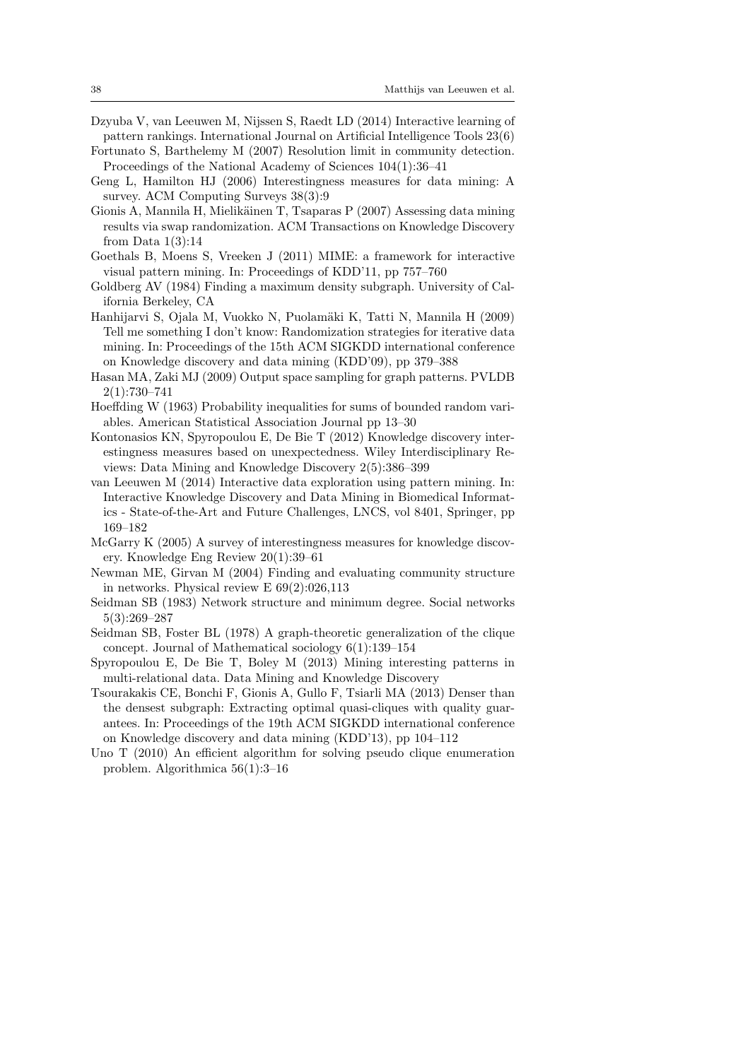Dzyuba V, van Leeuwen M, Nijssen S, Raedt LD (2014) Interactive learning of pattern rankings. International Journal on Artificial Intelligence Tools 23(6)

Fortunato S, Barthelemy M (2007) Resolution limit in community detection. Proceedings of the National Academy of Sciences 104(1):36–41

Geng L, Hamilton HJ (2006) Interestingness measures for data mining: A survey. ACM Computing Surveys 38(3):9

Gionis A, Mannila H, Mielikäinen T, Tsaparas P (2007) Assessing data mining results via swap randomization. ACM Transactions on Knowledge Discovery from Data 1(3):14

Goethals B, Moens S, Vreeken J (2011) MIME: a framework for interactive visual pattern mining. In: Proceedings of KDD'11, pp 757–760

Goldberg AV (1984) Finding a maximum density subgraph. University of California Berkeley, CA

Hanhijarvi S, Ojala M, Vuokko N, Puolamäki K, Tatti N, Mannila H (2009) Tell me something I don't know: Randomization strategies for iterative data mining. In: Proceedings of the 15th ACM SIGKDD international conference on Knowledge discovery and data mining (KDD'09), pp 379–388

Hasan MA, Zaki MJ (2009) Output space sampling for graph patterns. PVLDB 2(1):730–741

Hoeffding W (1963) Probability inequalities for sums of bounded random variables. American Statistical Association Journal pp 13–30

Kontonasios KN, Spyropoulou E, De Bie T (2012) Knowledge discovery interestingness measures based on unexpectedness. Wiley Interdisciplinary Reviews: Data Mining and Knowledge Discovery 2(5):386–399

van Leeuwen M (2014) Interactive data exploration using pattern mining. In: Interactive Knowledge Discovery and Data Mining in Biomedical Informatics - State-of-the-Art and Future Challenges, LNCS, vol 8401, Springer, pp 169–182

McGarry K (2005) A survey of interestingness measures for knowledge discovery. Knowledge Eng Review 20(1):39–61

Newman ME, Girvan M (2004) Finding and evaluating community structure in networks. Physical review E 69(2):026,113

Seidman SB (1983) Network structure and minimum degree. Social networks 5(3):269–287

Seidman SB, Foster BL (1978) A graph-theoretic generalization of the clique concept. Journal of Mathematical sociology 6(1):139–154

Spyropoulou E, De Bie T, Boley M (2013) Mining interesting patterns in multi-relational data. Data Mining and Knowledge Discovery

Tsourakakis CE, Bonchi F, Gionis A, Gullo F, Tsiarli MA (2013) Denser than the densest subgraph: Extracting optimal quasi-cliques with quality guarantees. In: Proceedings of the 19th ACM SIGKDD international conference on Knowledge discovery and data mining (KDD'13), pp 104–112

Uno T (2010) An efficient algorithm for solving pseudo clique enumeration problem. Algorithmica 56(1):3–16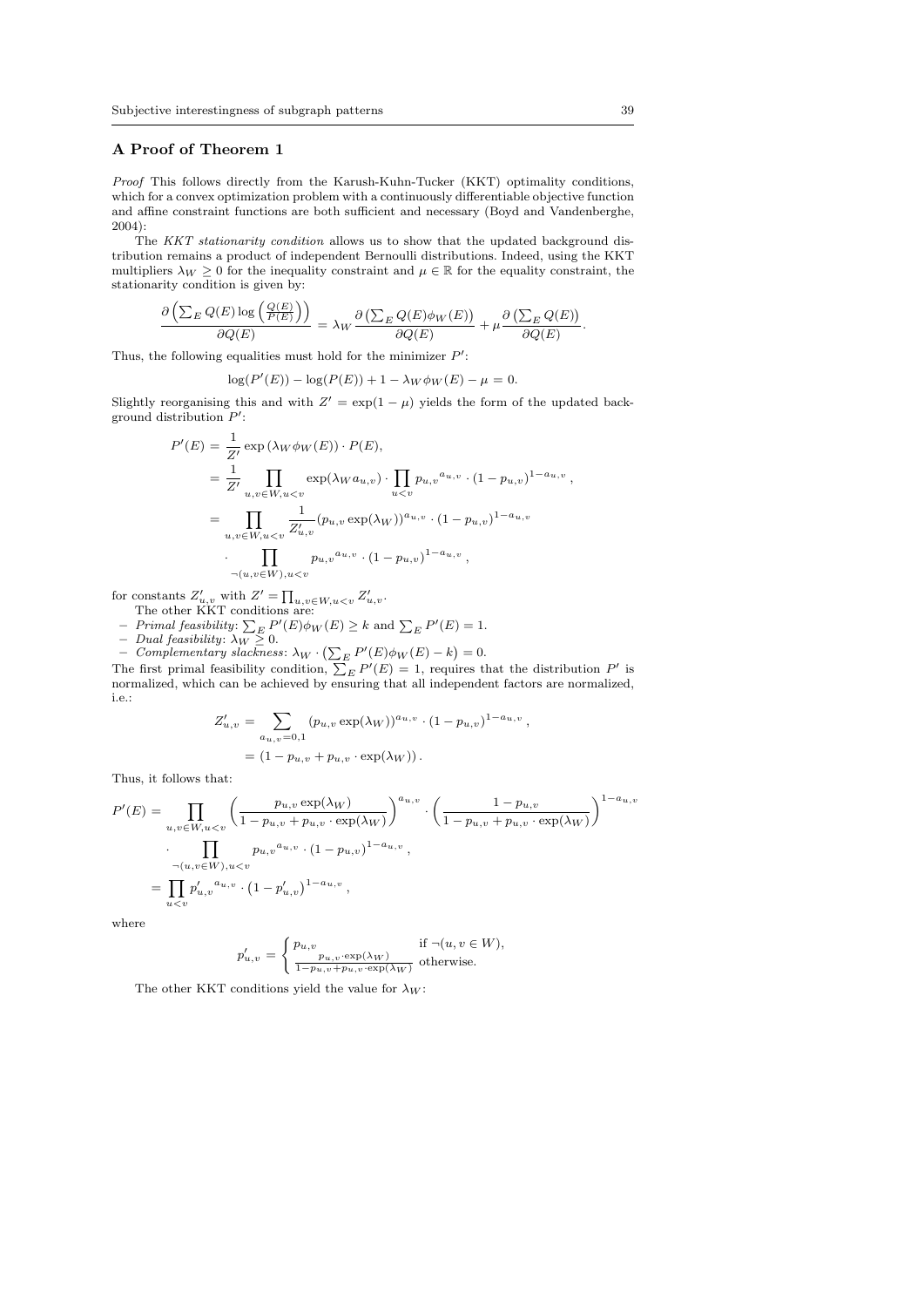## A Proof of Theorem 1

*Proof* This follows directly from the Karush-Kuhn-Tucker (KKT) optimality conditions, which for a convex optimization problem with a continuously differentiable objective function and affine constraint functions are both sufficient and necessary (Boyd and Vandenberghe, 2004):

The *KKT stationarity condition* allows us to show that the updated background distribution remains a product of independent Bernoulli distributions. Indeed, using the KKT multipliers $\lambda_W \geq 0$ for the inequality constraint and $\mu \in \mathbb{R}$ for the equality constraint, the stationarity condition is given by:

$$\frac{\partial \left(\sum_E Q(E) \log\left(\frac{Q(E)}{P(E)}\right)\right)}{\partial Q(E)} = \lambda_W \frac{\partial \left(\sum_E Q(E)\phi_W(E)\right)}{\partial Q(E)} + \mu \frac{\partial \left(\sum_E Q(E)\right)}{\partial Q(E)}.$$

Thus, the following equalities must hold for the minimizer $P'$:

$$\log(P'(E)) - \log(P(E)) + 1 - \lambda_W \phi_W(E) - \mu = 0.$$

Slightly reorganising this and with $Z' = \exp(1-\mu)$ yields the form of the updated background distribution $P'$:

$$\begin{aligned}
P'(E) &= \frac{1}{Z'} \exp\left(\lambda_W \phi_W(E)\right) \cdot P(E), \\
&= \frac{1}{Z'} \prod_{u,v \in W, u<v} \exp(\lambda_W a_{u,v}) \cdot \prod_{u<v} {p_{u,v}}^{a_{u,v}} \cdot (1-p_{u,v})^{1-a_{u,v}}, \\
&= \prod_{u,v \in W, u<v} \frac{1}{Z'_{u,v}} (p_{u,v}\exp(\lambda_W))^{a_{u,v}} \cdot (1-p_{u,v})^{1-a_{u,v}} \\
&\quad \cdot \prod_{\neg(u,v \in W), u<v} {p_{u,v}}^{a_{u,v}} \cdot (1-p_{u,v})^{1-a_{u,v}},
\end{aligned}$$

for constants $Z'_{u,v}$ with $Z' = \prod_{u,v \in W, u<v} Z'_{u,v}$.

The other KKT conditions are:

- *Primal feasibility*: $\sum_E P'(E)\phi_W(E) \geq k$ and $\sum_E P'(E) = 1$.
- *Dual feasibility*: $\lambda_W \geq 0$.
- *Complementary slackness*: $\lambda_W \cdot \left(\sum_E P'(E)\phi_W(E) - k\right) = 0$.

The first primal feasibility condition, $\sum_E P'(E) = 1$, requires that the distribution $P'$ is normalized, which can be achieved by ensuring that all independent factors are normalized, i.e.:

$$\begin{aligned}
Z'_{u,v} &= \sum_{a_{u,v}=0,1} (p_{u,v}\exp(\lambda_W))^{a_{u,v}} \cdot (1-p_{u,v})^{1-a_{u,v}}, \\
&= \left(1 - p_{u,v} + p_{u,v} \cdot \exp(\lambda_W)\right).
\end{aligned}$$

Thus, it follows that:

$$\begin{aligned}
P'(E) &= \prod_{u,v \in W, u<v} \left(\frac{p_{u,v}\exp(\lambda_W)}{1 - p_{u,v} + p_{u,v} \cdot \exp(\lambda_W)}\right)^{a_{u,v}} \cdot \left(\frac{1-p_{u,v}}{1 - p_{u,v} + p_{u,v} \cdot \exp(\lambda_W)}\right)^{1-a_{u,v}} \\
&\quad \cdot \prod_{\neg(u,v \in W), u<v} {p_{u,v}}^{a_{u,v}} \cdot (1-p_{u,v})^{1-a_{u,v}}, \\
&= \prod_{u<v} {p'_{u,v}}^{a_{u,v}} \cdot (1-p'_{u,v})^{1-a_{u,v}},
\end{aligned}$$

where

$$p'_{u,v} = \begin{cases} p_{u,v} & \text{if } \neg(u,v \in W), \\ \frac{p_{u,v}\cdot\exp(\lambda_W)}{1-p_{u,v}+p_{u,v}\cdot\exp(\lambda_W)} & \text{otherwise.} \end{cases}$$

The other KKT conditions yield the value for $\lambda_W$: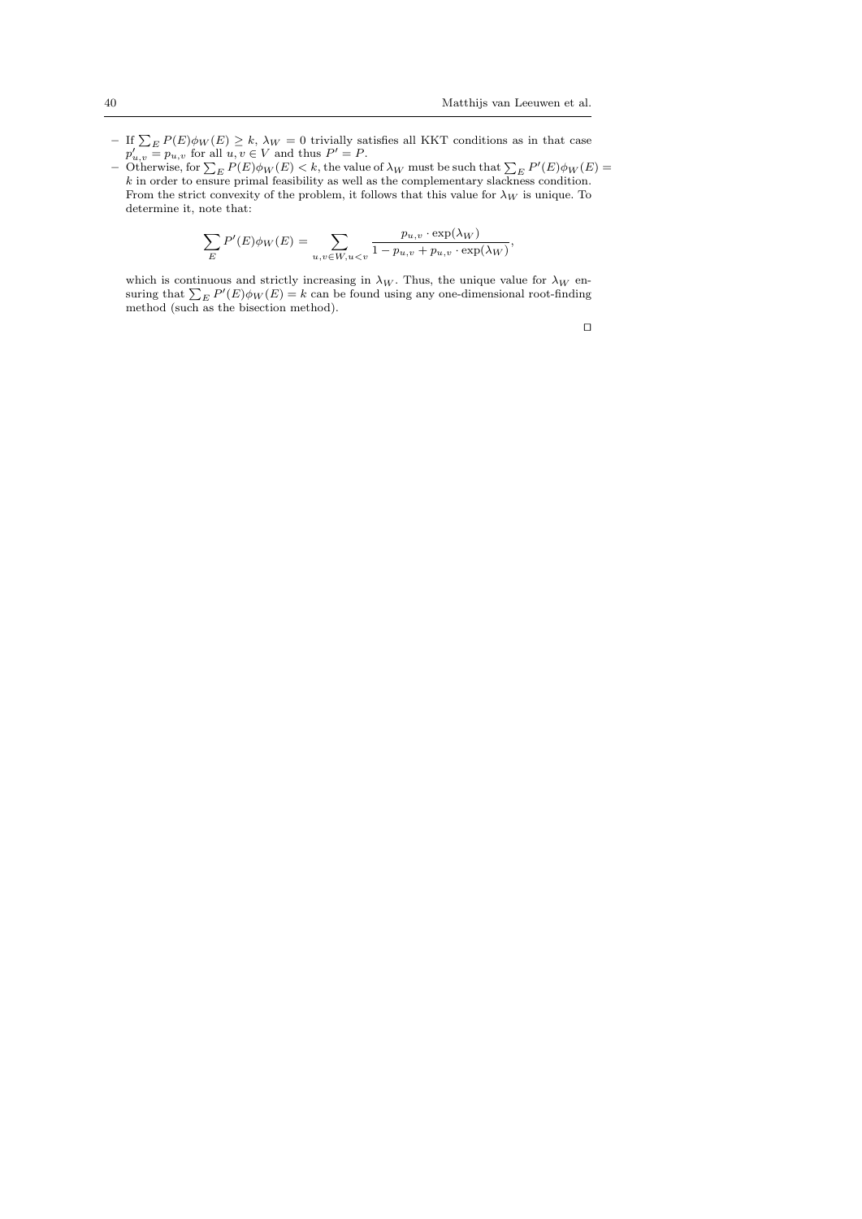- If $\sum_E P(E)\phi_W(E) \geq k$, $\lambda_W = 0$ trivially satisfies all KKT conditions as in that case $p'_{u,v} = p_{u,v}$ for all $u, v \in V$ and thus $P' = P$.
- Otherwise, for $\sum_E P(E)\phi_W(E) < k$, the value of $\lambda_W$ must be such that $\sum_E P'(E)\phi_W(E) = k$ in order to ensure primal feasibility as well as the complementary slackness condition. From the strict convexity of the problem, it follows that this value for $\lambda_W$ is unique. To determine it, note that:

$$\sum_E P'(E)\phi_W(E) = \sum_{u,v \in W, u<v} \frac{p_{u,v} \cdot \exp(\lambda_W)}{1 - p_{u,v} + p_{u,v} \cdot \exp(\lambda_W)},$$

which is continuous and strictly increasing in $\lambda_W$. Thus, the unique value for $\lambda_W$ ensuring that $\sum_E P'(E)\phi_W(E) = k$ can be found using any one-dimensional root-finding method (such as the bisection method).

□